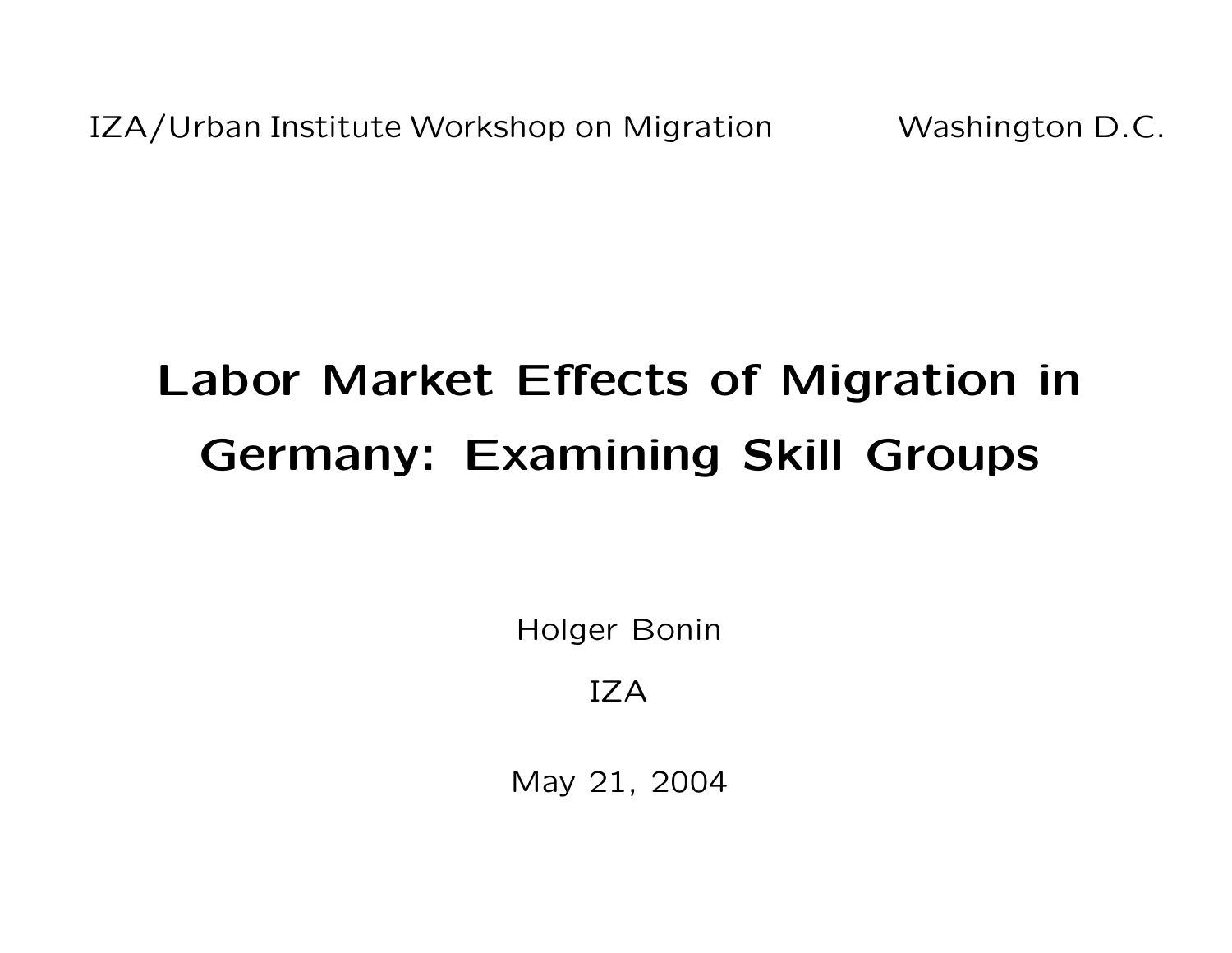IZA/Urban Institute Workshop on Migration — Washington D.C.

# Labor Market Effects of Migration in Germany: Examining Skill Groups

Holger Bonin

IZA

May 21, 2004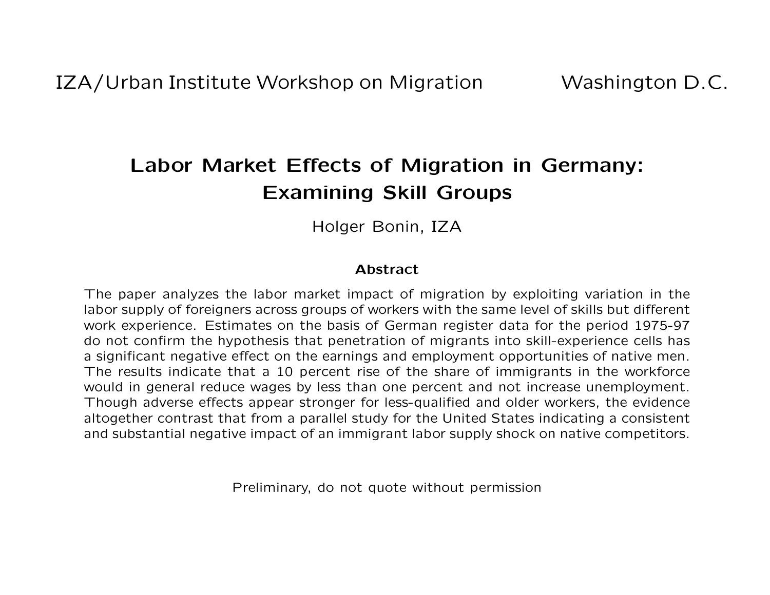IZA/Urban Institute Workshop on Migration Washington D.C.

# Labor Market Effects of Migration in Germany: Examining Skill Groups

Holger Bonin, IZA

### Abstract

The paper analyzes the labor market impact of migration by exploiting variation in the labor supply of foreigners across groups of workers with the same level of skills but different work experience. Estimates on the basis of German register data for the period 1975-97 do not confirm the hypothesis that penetration of migrants into skill-experience cells has a significant negative effect on the earnings and employment opportunities of native men. The results indicate that a 10 percent rise of the share of immigrants in the workforce would in general reduce wages by less than one percent and not increase unemployment. Though adverse effects appear stronger for less-qualified and older workers, the evidence altogether contrast that from a parallel study for the United States indicating a consistent and substantial negative impact of an immigrant labor supply shock on native competitors.

Preliminary, do not quote without permission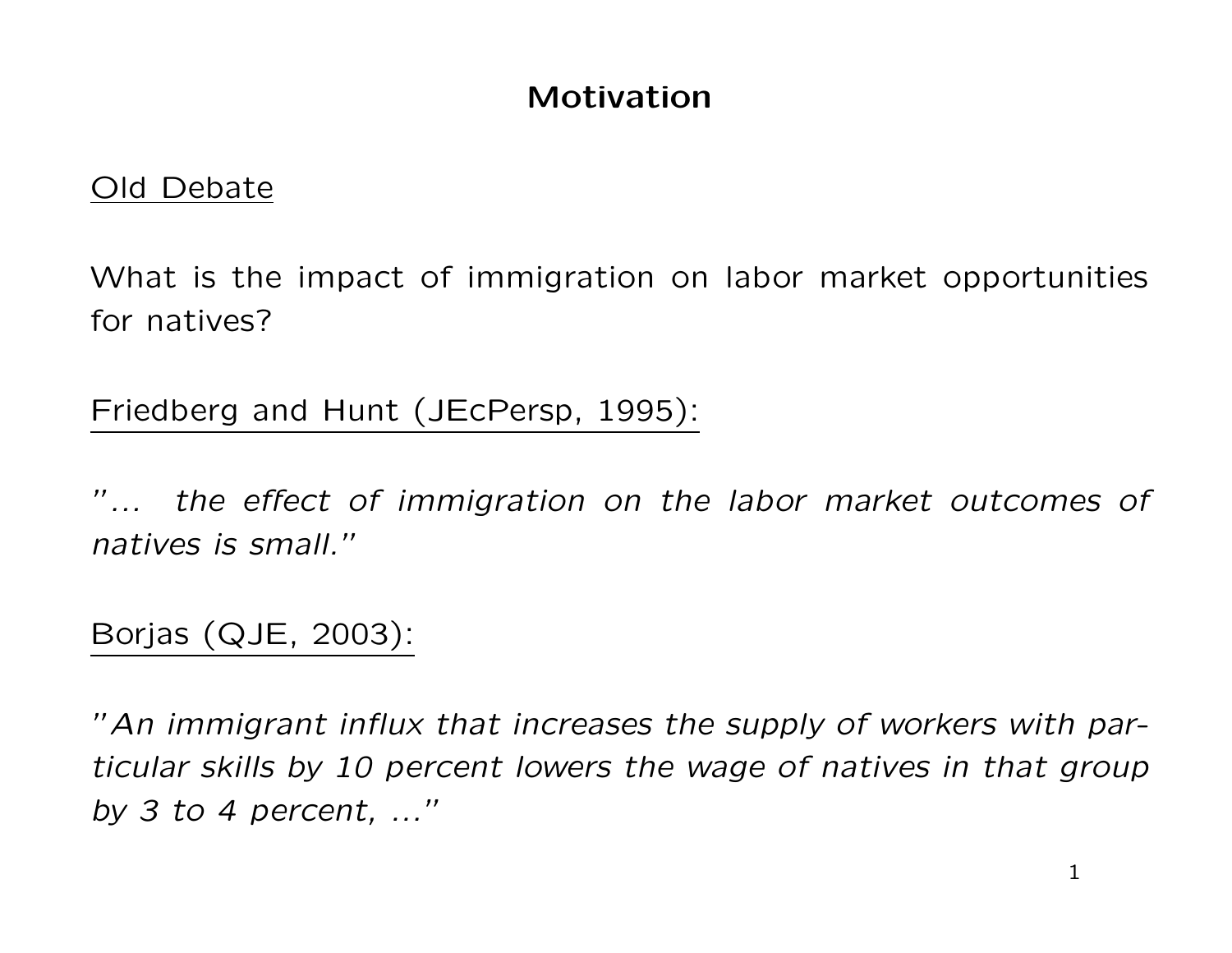# Motivation

<u>Old Debate</u>

What is the impact of immigration on labor market opportunities for natives?

<u>Friedberg and Hunt (JEcPersp, 1995):</u>

*"... the effect of immigration on the labor market outcomes of natives is small."*

<u>Borjas (QJE, 2003):</u>

*"An immigrant influx that increases the supply of workers with particular skills by 10 percent lowers the wage of natives in that group by 3 to 4 percent, ..."*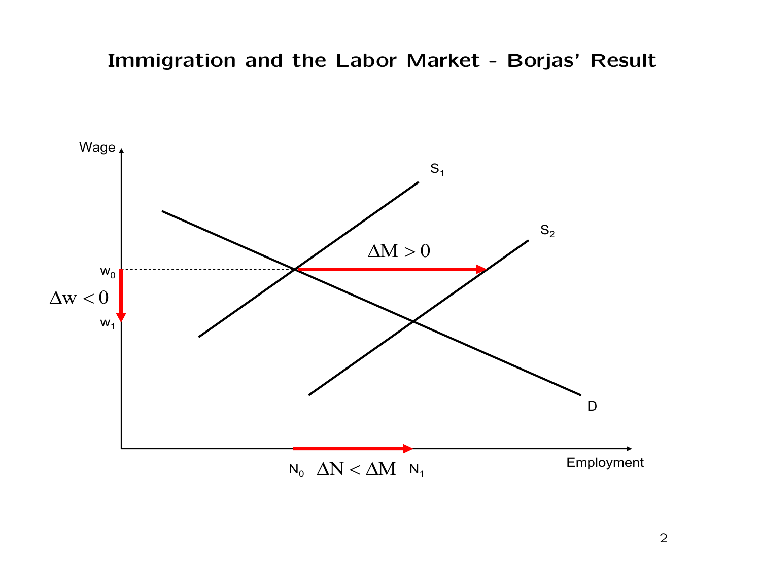# Immigration and the Labor Market - Borjas' Result

Wage

$S_1$

$S_2$

$\Delta M > 0$

$w_0$

$\Delta w < 0$

$w_1$

D

$N_0$ $\Delta N < \Delta M$ $N_1$

Employment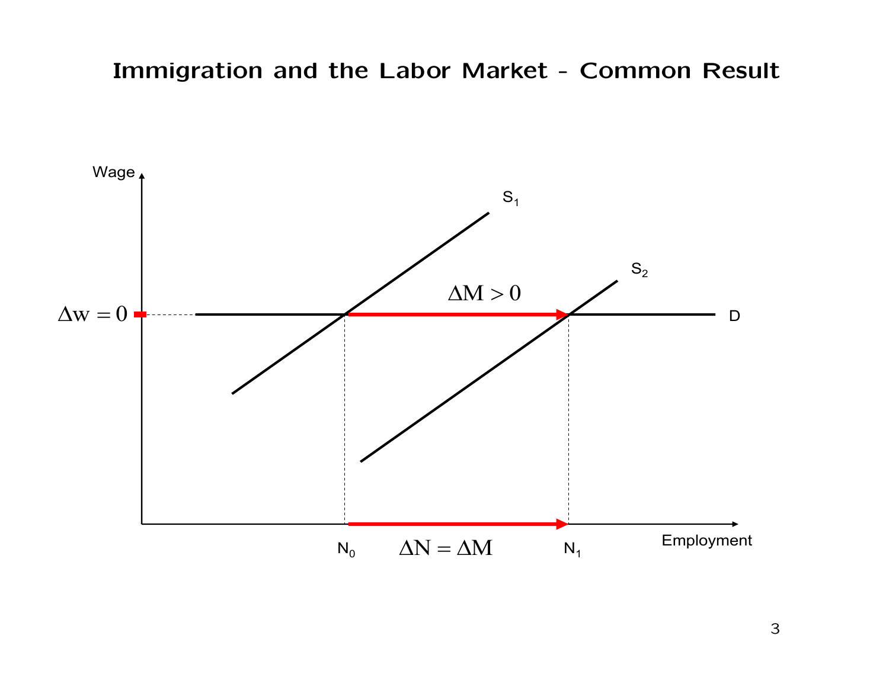# Immigration and the Labor Market - Common Result

Wage

$S_1$

$S_2$

$\Delta M > 0$

$\Delta w = 0$

D

$N_0$

$\Delta N = \Delta M$

$N_1$

Employment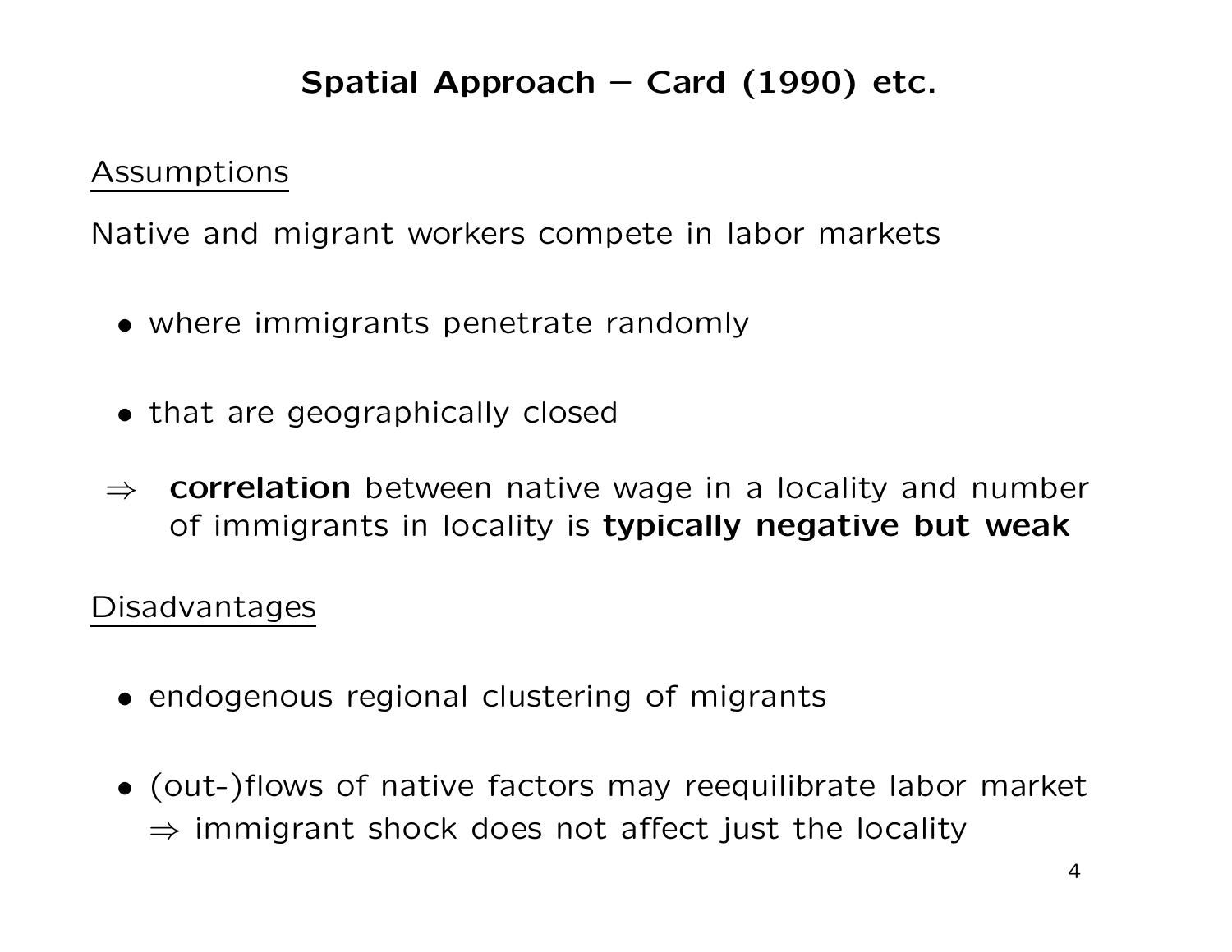# Spatial Approach − Card (1990) etc.

<u>Assumptions</u>

Native and migrant workers compete in labor markets

- where immigrants penetrate randomly
- that are geographically closed

$\Rightarrow$ **correlation** between native wage in a locality and number of immigrants in locality is **typically negative but weak**

<u>Disadvantages</u>

- endogenous regional clustering of migrants
- (out-)flows of native factors may reequilibrate labor market
  $\Rightarrow$ immigrant shock does not affect just the locality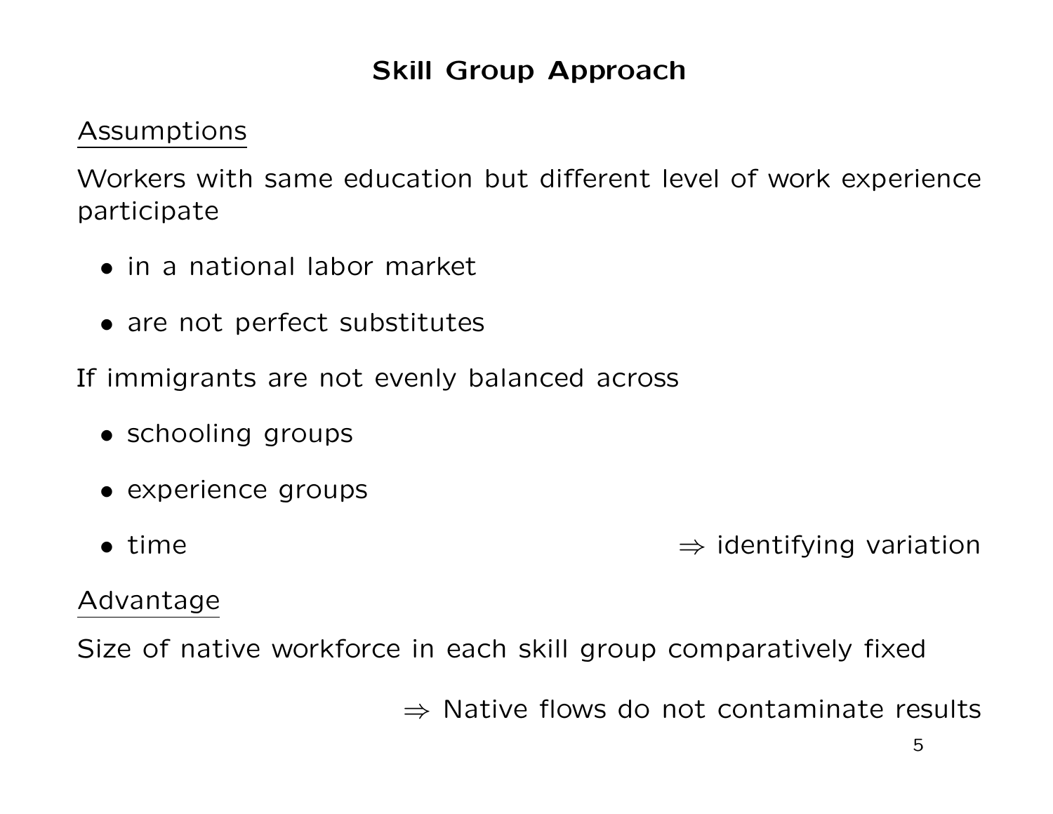# Skill Group Approach

Assumptions

Workers with same education but different level of work experience participate

- in a national labor market
- are not perfect substitutes

If immigrants are not evenly balanced across

- schooling groups
- experience groups
- time $\Rightarrow$ identifying variation

Advantage

Size of native workforce in each skill group comparatively fixed

$\Rightarrow$ Native flows do not contaminate results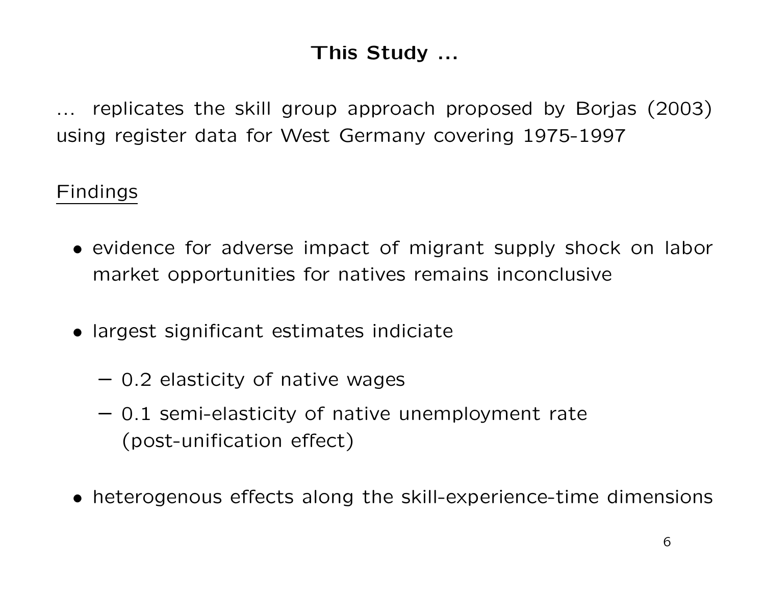# This Study ...

... replicates the skill group approach proposed by Borjas (2003) using register data for West Germany covering 1975-1997

Findings

- evidence for adverse impact of migrant supply shock on labor market opportunities for natives remains inconclusive
- largest significant estimates indiciate
  - 0.2 elasticity of native wages
  - 0.1 semi-elasticity of native unemployment rate (post-unification effect)
- heterogenous effects along the skill-experience-time dimensions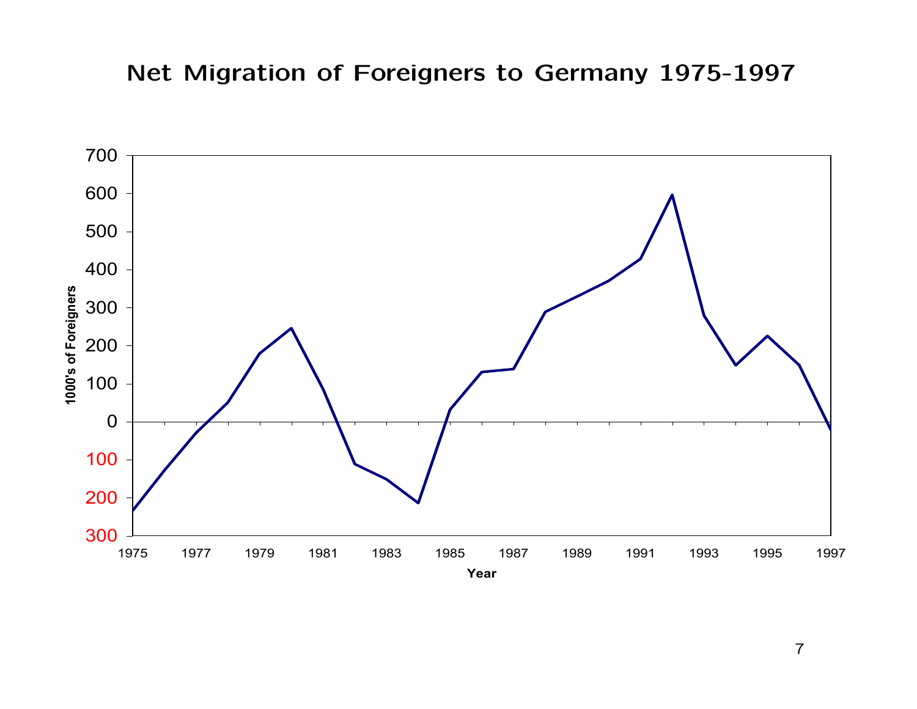# Net Migration of Foreigners to Germany 1975-1997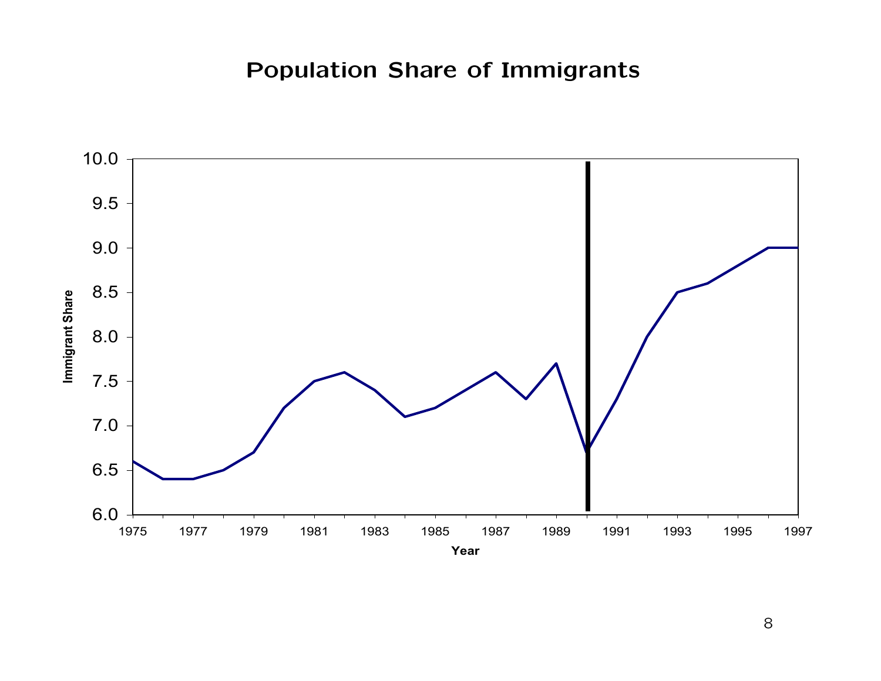# Population Share of Immigrants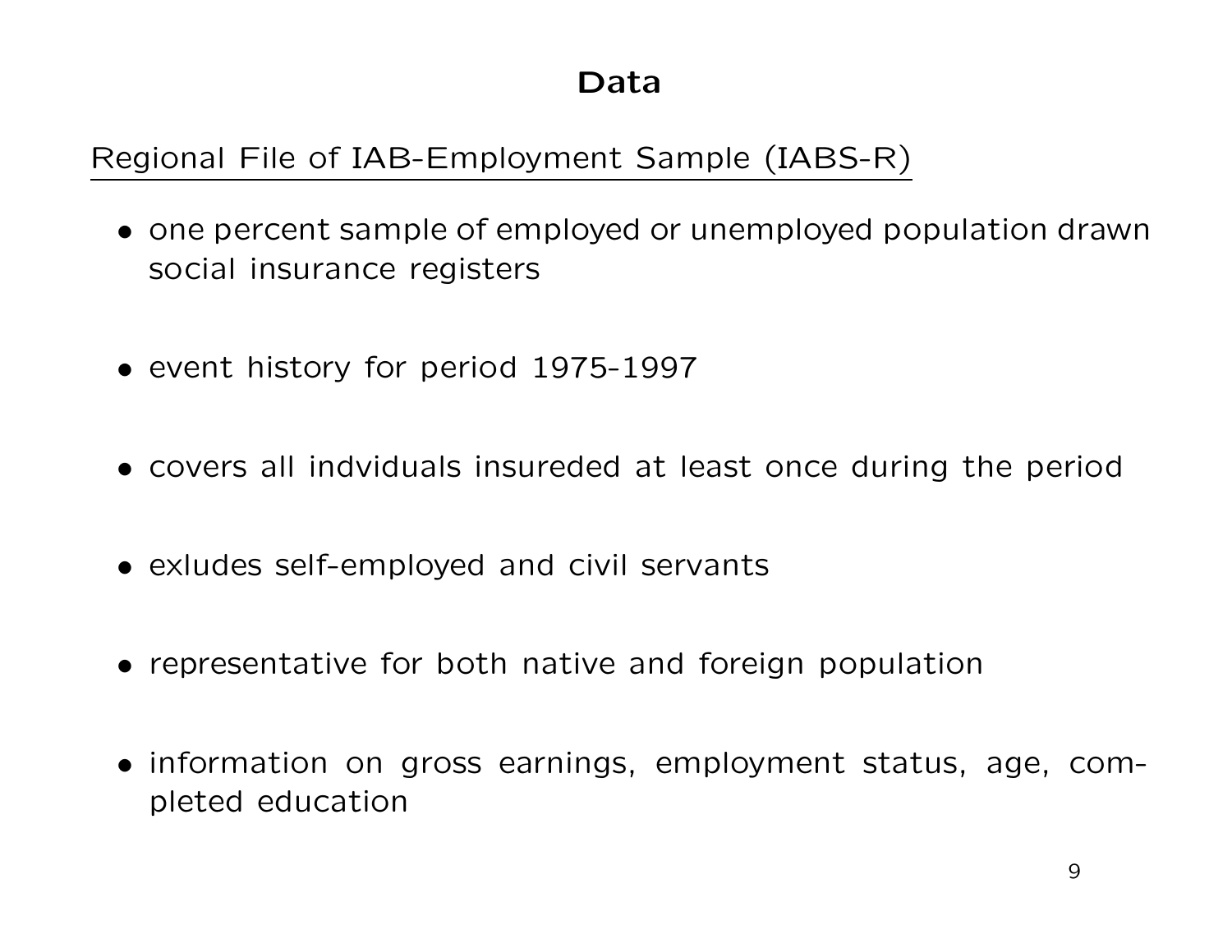# Data

<u>Regional File of IAB-Employment Sample (IABS-R)</u>

- one percent sample of employed or unemployed population drawn social insurance registers

- event history for period 1975-1997

- covers all indviduals insureded at least once during the period

- exludes self-employed and civil servants

- representative for both native and foreign population

- information on gross earnings, employment status, age, completed education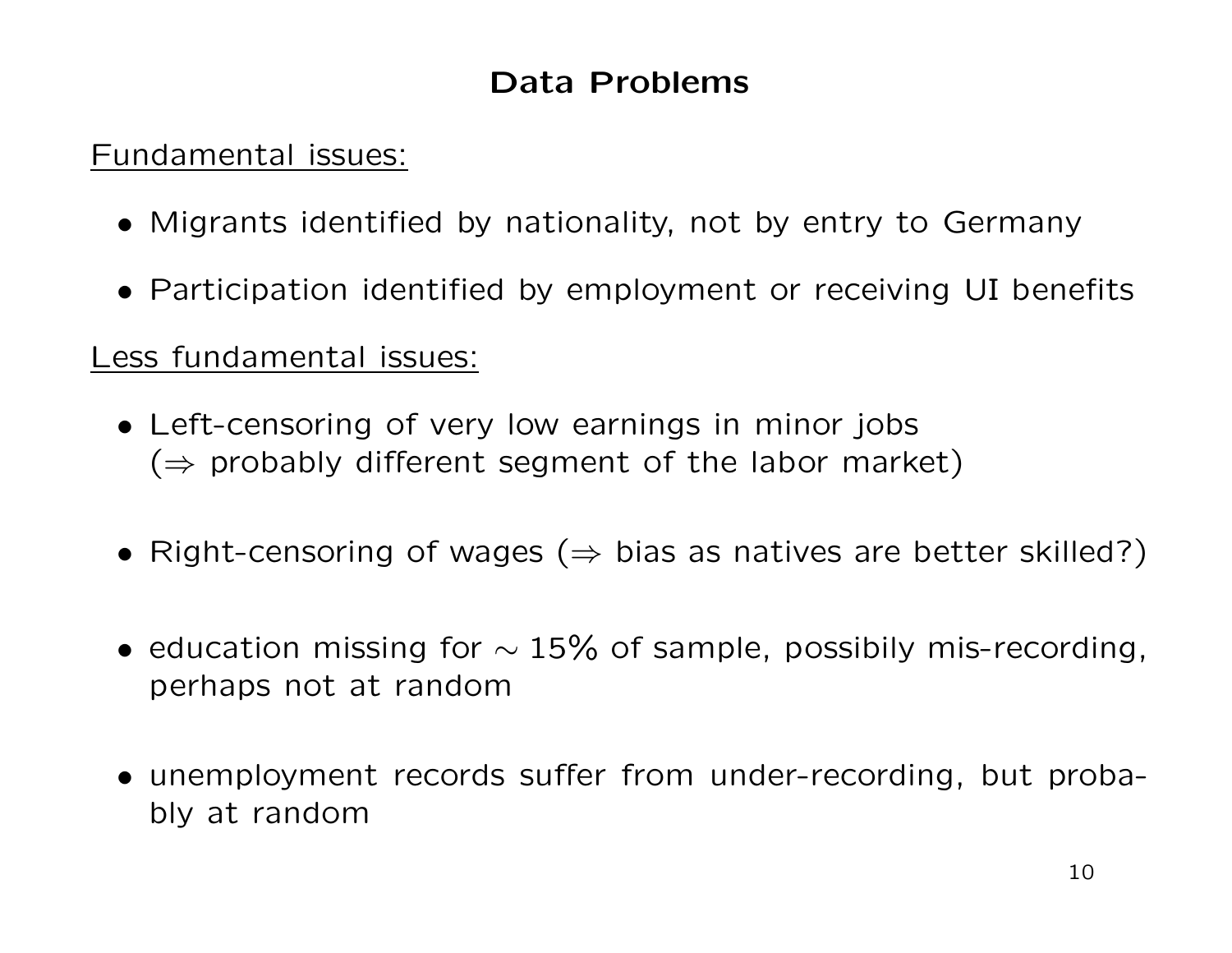# Data Problems

Fundamental issues:

- Migrants identified by nationality, not by entry to Germany
- Participation identified by employment or receiving UI benefits

Less fundamental issues:

- Left-censoring of very low earnings in minor jobs ($\Rightarrow$ probably different segment of the labor market)
- Right-censoring of wages ($\Rightarrow$ bias as natives are better skilled?)
- education missing for $\sim 15\%$ of sample, possibily mis-recording, perhaps not at random
- unemployment records suffer from under-recording, but probably at random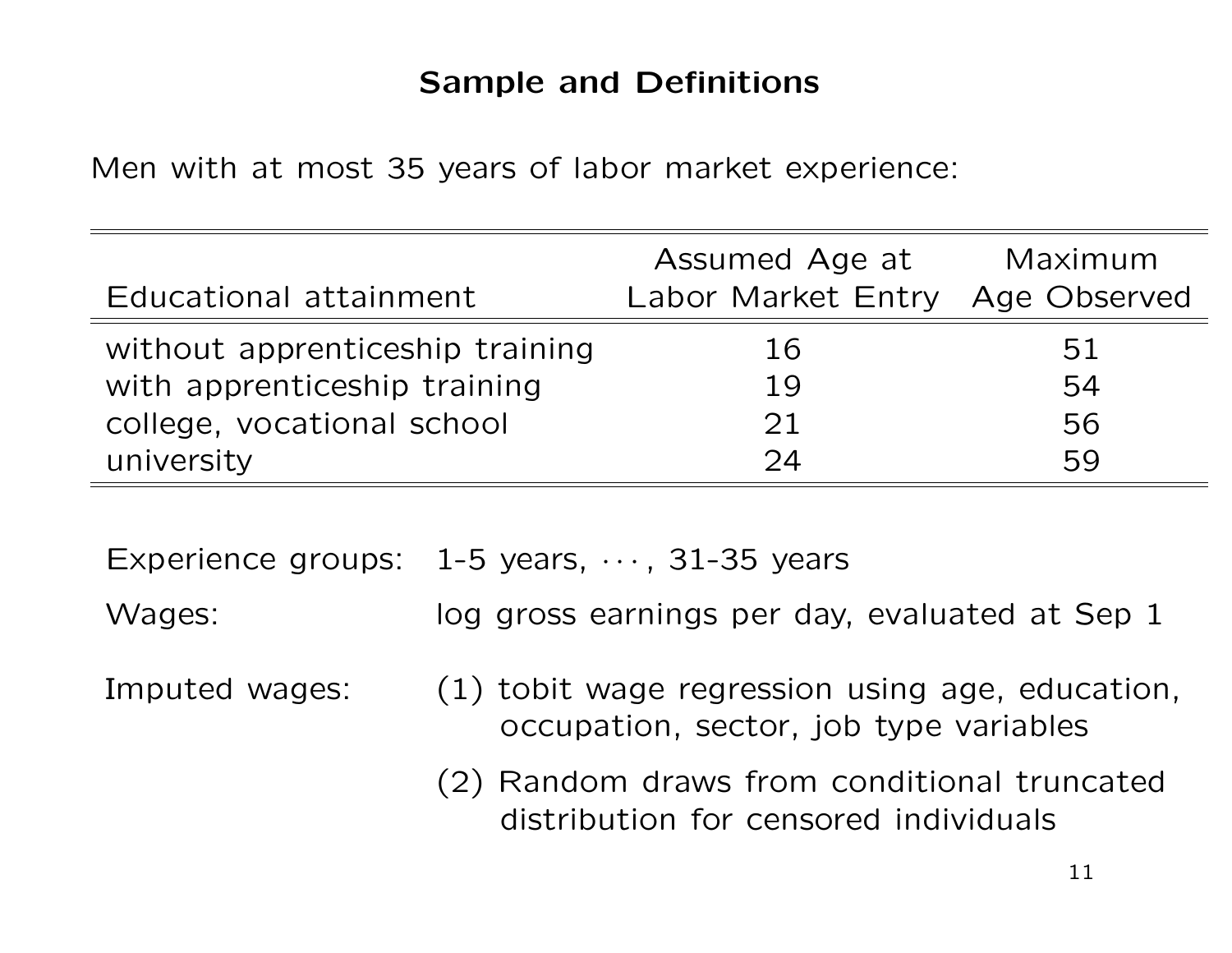# Sample and Definitions

Men with at most 35 years of labor market experience:

| Educational attainment | Assumed Age at Labor Market Entry | Maximum Age Observed |
|---|---|---|
| without apprenticeship training | 16 | 51 |
| with apprenticeship training | 19 | 54 |
| college, vocational school | 21 | 56 |
| university | 24 | 59 |

Experience groups: 1-5 years, $\cdots$, 31-35 years

Wages: log gross earnings per day, evaluated at Sep 1

Imputed wages:

(1) tobit wage regression using age, education, occupation, sector, job type variables

(2) Random draws from conditional truncated distribution for censored individuals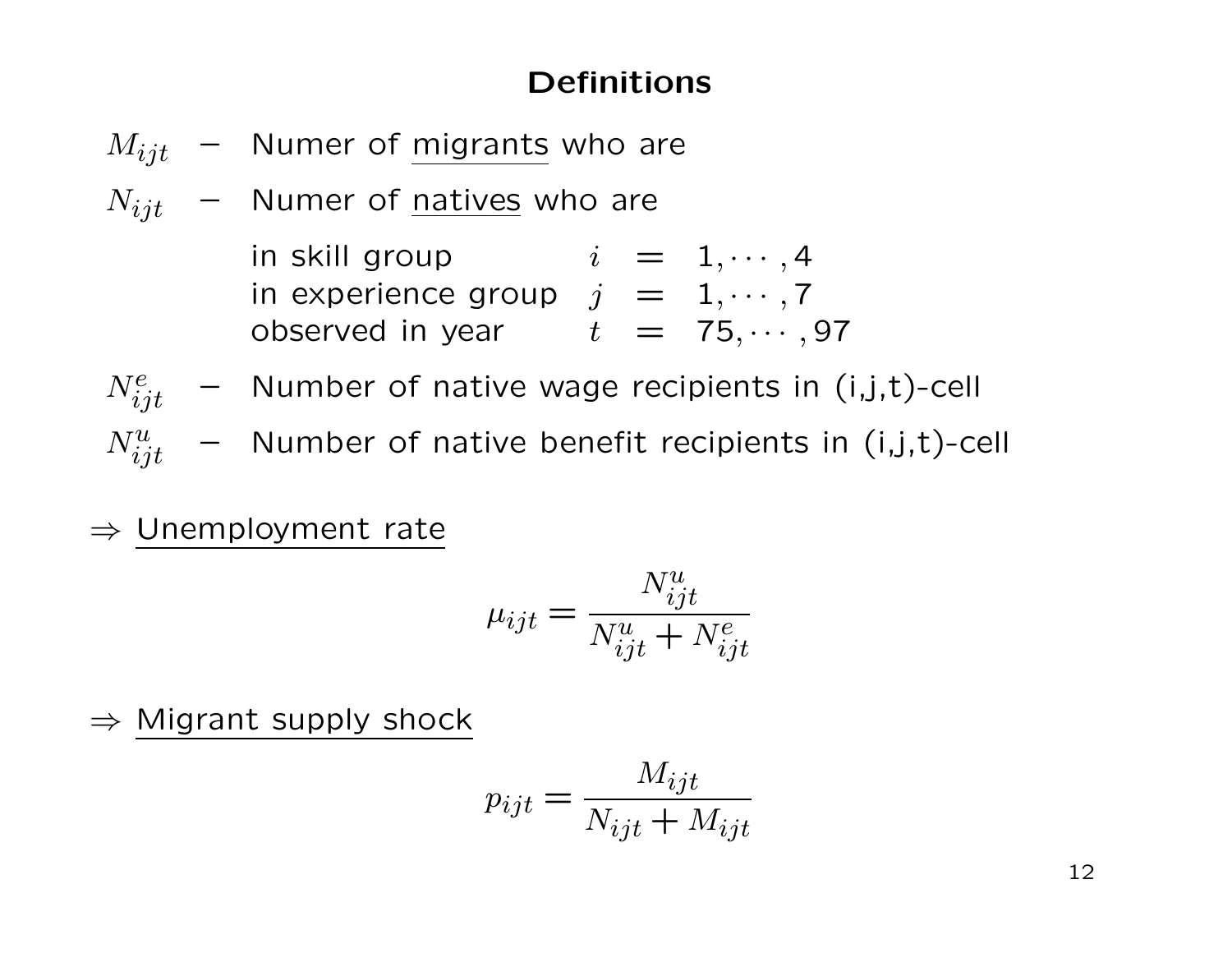# Definitions

$M_{ijt}$ – Numer of <u>migrants</u> who are

$N_{ijt}$ – Numer of <u>natives</u> who are

| | | | |
|---|---|---|---|
| in skill group | $i$ | $=$ | $1, \cdots, 4$ |
| in experience group | $j$ | $=$ | $1, \cdots, 7$ |
| observed in year | $t$ | $=$ | $75, \cdots, 97$ |

$N^e_{ijt}$ – Number of native wage recipients in (i,j,t)-cell

$N^u_{ijt}$ – Number of native benefit recipients in (i,j,t)-cell

$\Rightarrow$ <u>Unemployment rate</u>

$$\mu_{ijt} = \frac{N^u_{ijt}}{N^u_{ijt} + N^e_{ijt}}$$

$\Rightarrow$ <u>Migrant supply shock</u>

$$p_{ijt} = \frac{M_{ijt}}{N_{ijt} + M_{ijt}}$$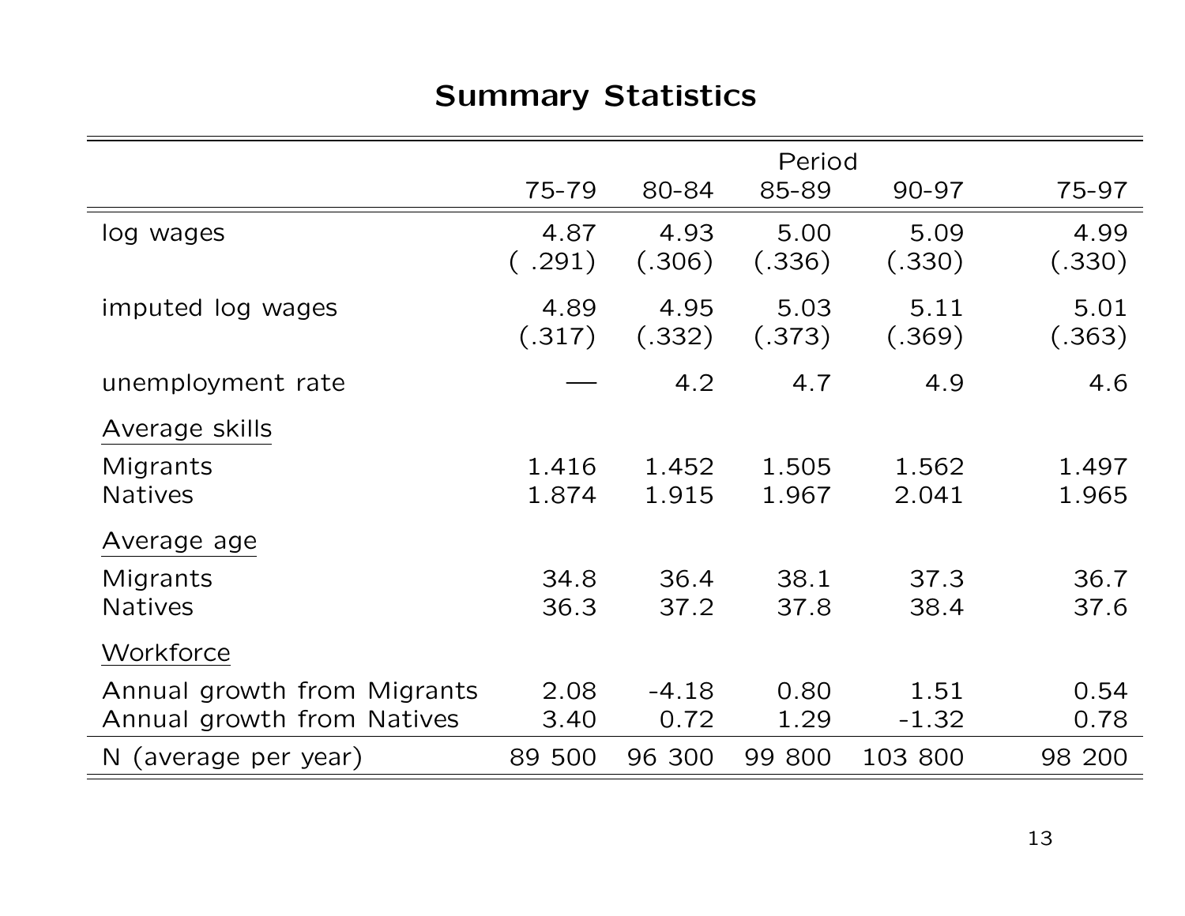# Summary Statistics

| | Period | | | | |
|---|---|---|---|---|---|
| | 75-79 | 80-84 | 85-89 | 90-97 | 75-97 |
| log wages | 4.87 | 4.93 | 5.00 | 5.09 | 4.99 |
| | ( .291) | (.306) | (.336) | (.330) | (.330) |
| imputed log wages | 4.89 | 4.95 | 5.03 | 5.11 | 5.01 |
| | (.317) | (.332) | (.373) | (.369) | (.363) |
| unemployment rate | — | 4.2 | 4.7 | 4.9 | 4.6 |
| Average skills | | | | | |
| Migrants | 1.416 | 1.452 | 1.505 | 1.562 | 1.497 |
| Natives | 1.874 | 1.915 | 1.967 | 2.041 | 1.965 |
| Average age | | | | | |
| Migrants | 34.8 | 36.4 | 38.1 | 37.3 | 36.7 |
| Natives | 36.3 | 37.2 | 37.8 | 38.4 | 37.6 |
| Workforce | | | | | |
| Annual growth from Migrants | 2.08 | -4.18 | 0.80 | 1.51 | 0.54 |
| Annual growth from Natives | 3.40 | 0.72 | 1.29 | -1.32 | 0.78 |
| N (average per year) | 89 500 | 96 300 | 99 800 | 103 800 | 98 200 |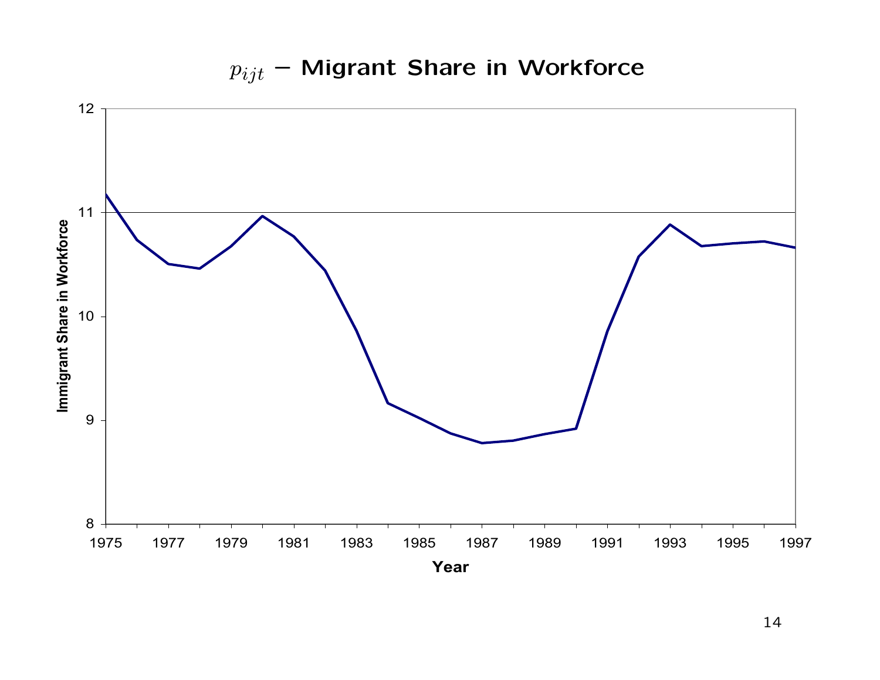## $p_{ijt}$ – Migrant Share in Workforce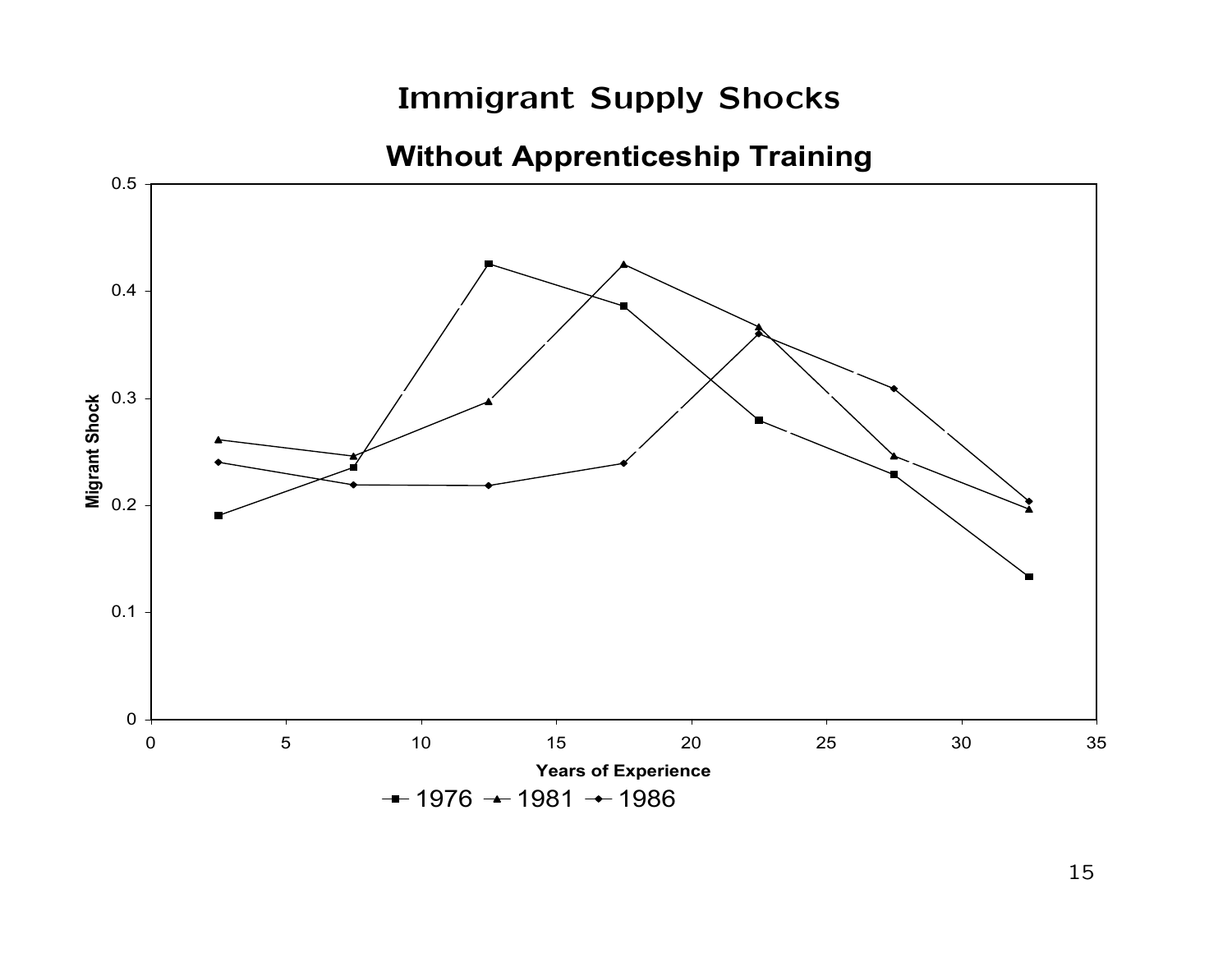# Immigrant Supply Shocks

## Without Apprenticeship Training

Migrant Shock

Years of Experience

1976 1981 1986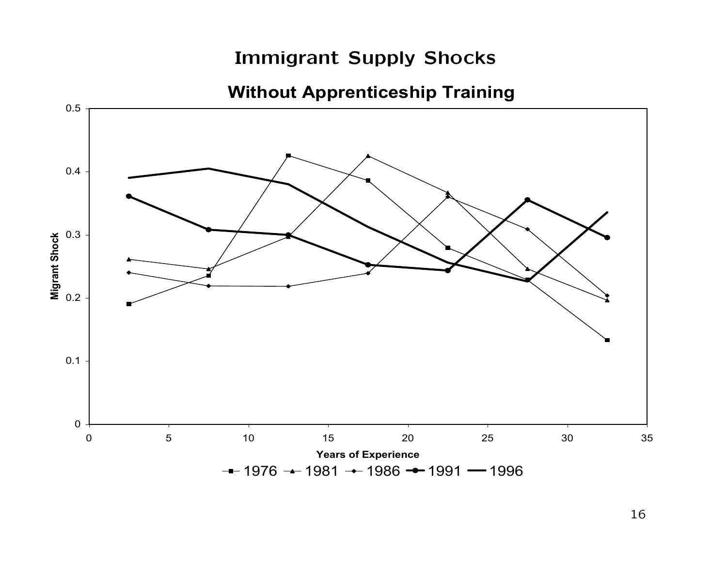# Immigrant Supply Shocks

## Without Apprenticeship Training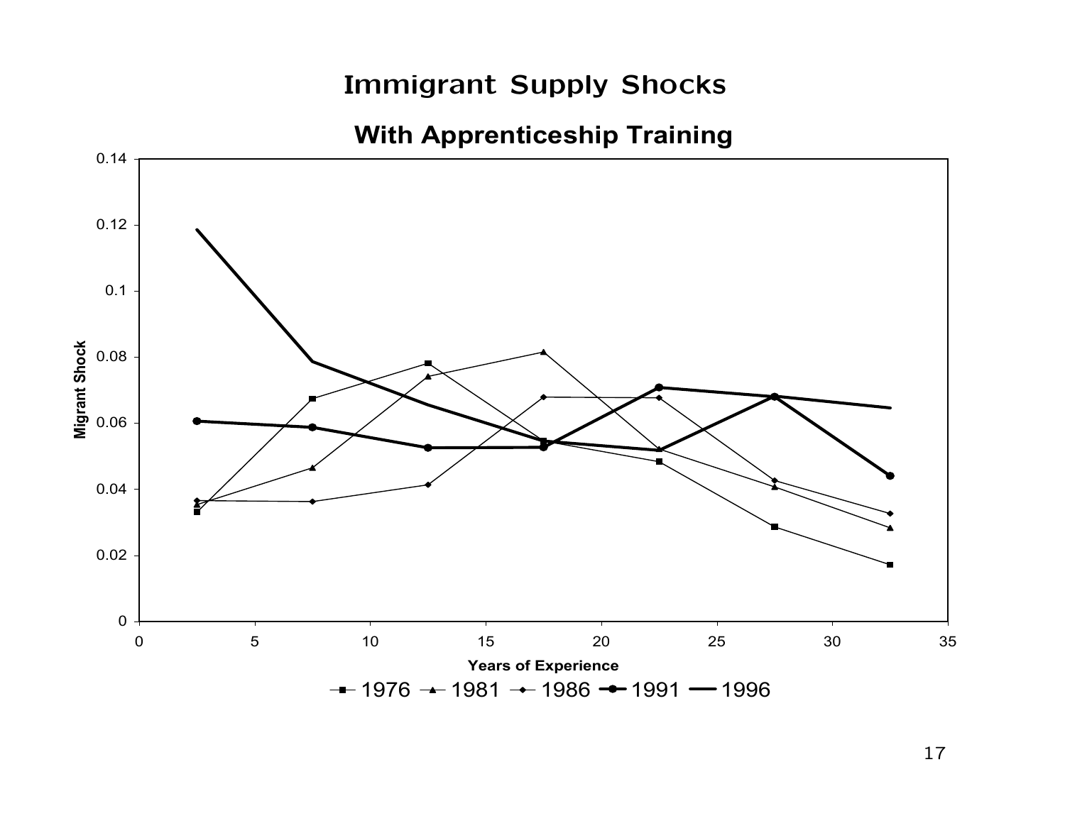# Immigrant Supply Shocks

## With Apprenticeship Training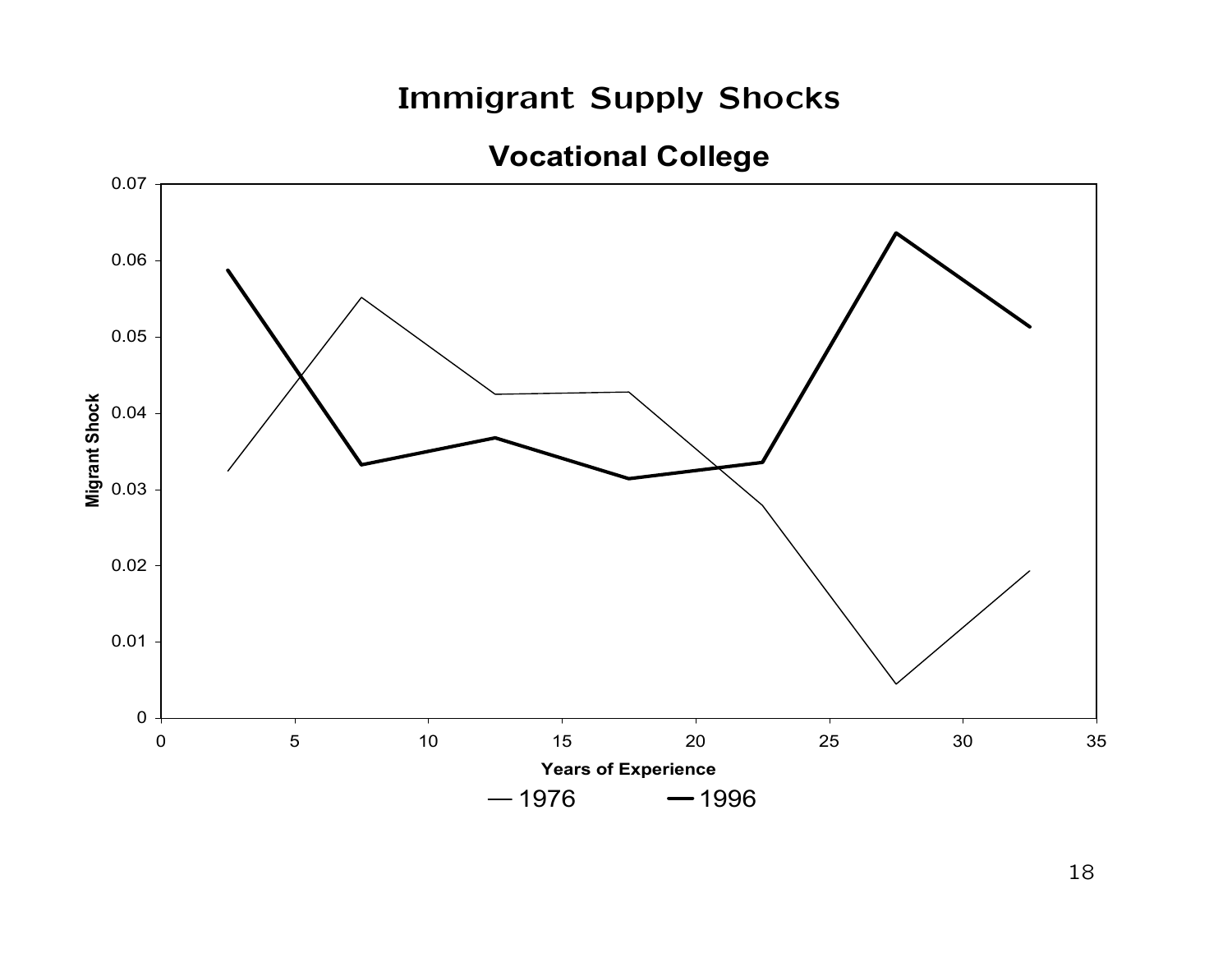# Immigrant Supply Shocks

## Vocational College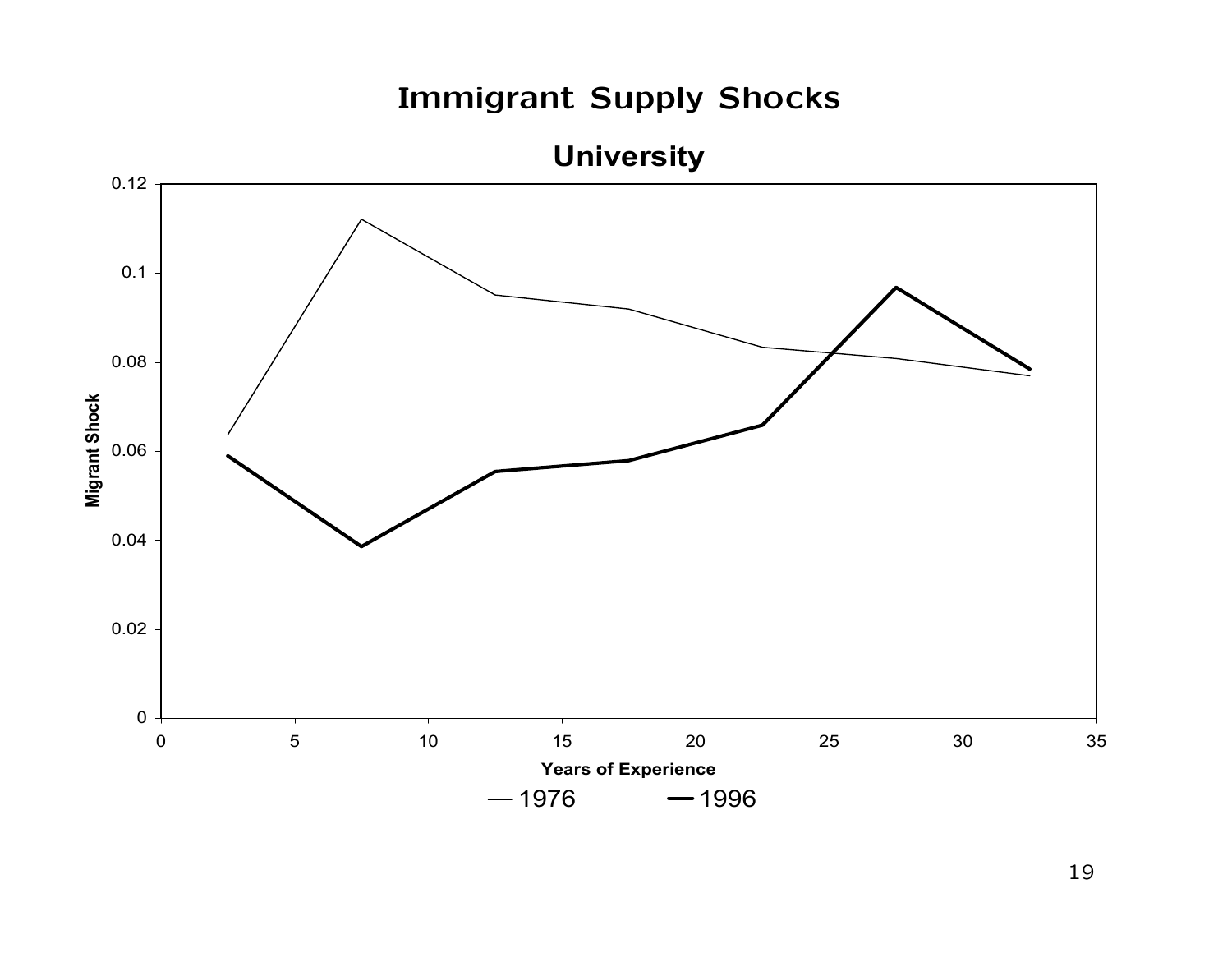# Immigrant Supply Shocks

## University

| Years of Experience | 1976 | 1996 |
|---|---|---|
| 2.5 | 0.064 | 0.059 |
| 7.5 | 0.112 | 0.039 |
| 12.5 | 0.095 | 0.056 |
| 17.5 | 0.092 | 0.058 |
| 22.5 | 0.083 | 0.066 |
| 27.5 | 0.081 | 0.097 |
| 32.5 | 0.077 | 0.079 |

Values are approximate readings from a line chart (y-axis: Migrant Shock, 0 to 0.12; x-axis: Years of Experience, 0 to 35).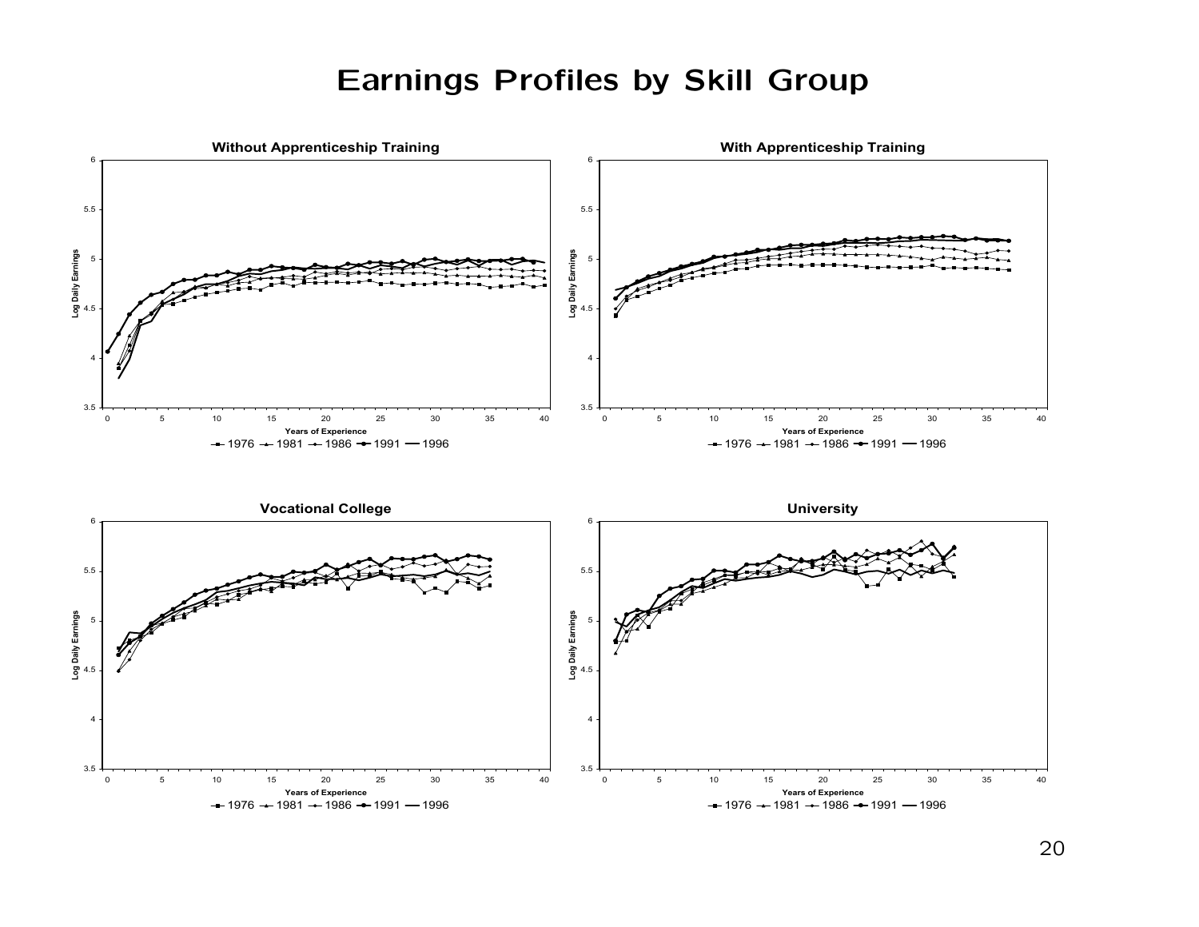# Earnings Profiles by Skill Group

### Without Apprenticeship Training

Log Daily Earnings

Years of Experience

1976 1981 1986 1991 1996

### With Apprenticeship Training

Log Daily Earnings

Years of Experience

1976 1981 1986 1991 1996

### Vocational College

Log Daily Earnings

Years of Experience

1976 1981 1986 1991 1996

### University

Log Daily Earnings

Years of Experience

1976 1981 1986 1991 1996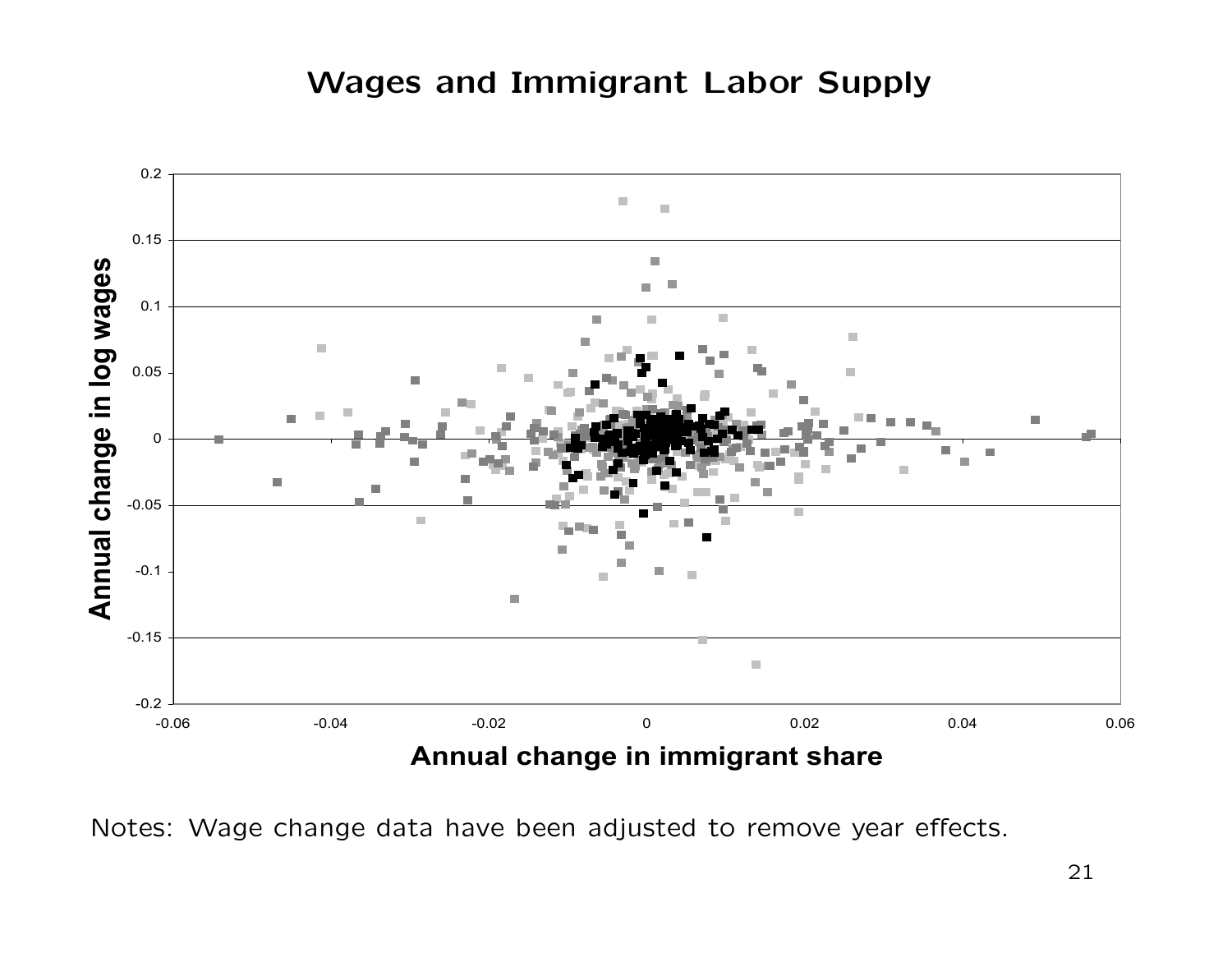# Wages and Immigrant Labor Supply

Notes: Wage change data have been adjusted to remove year effects.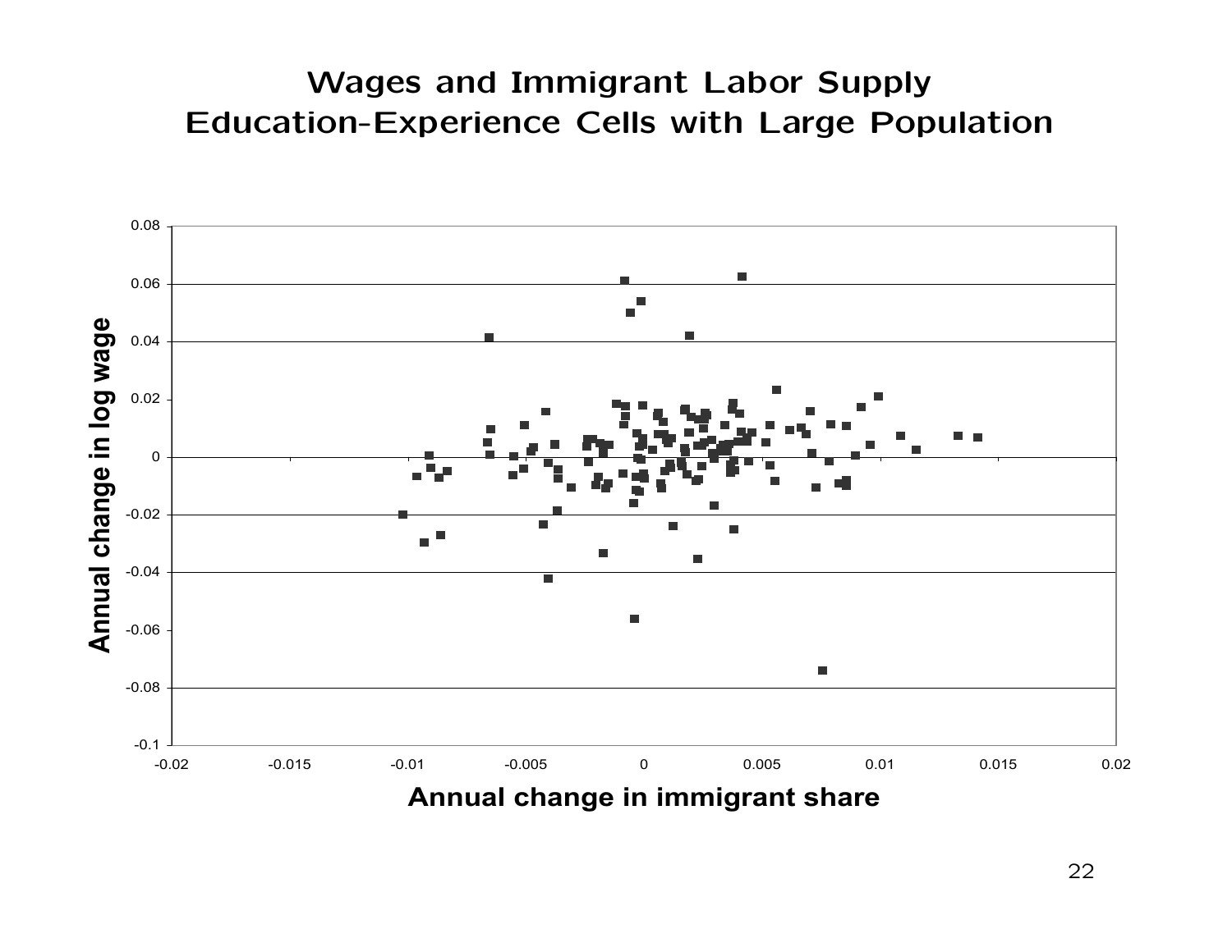# Wages and Immigrant Labor Supply
# Education-Experience Cells with Large Population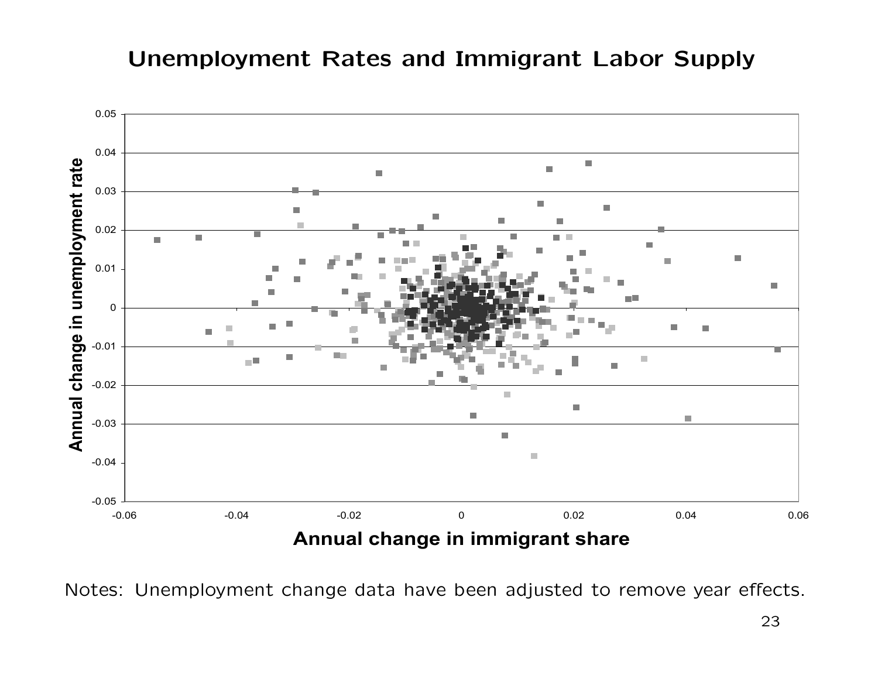# Unemployment Rates and Immigrant Labor Supply

Notes: Unemployment change data have been adjusted to remove year effects.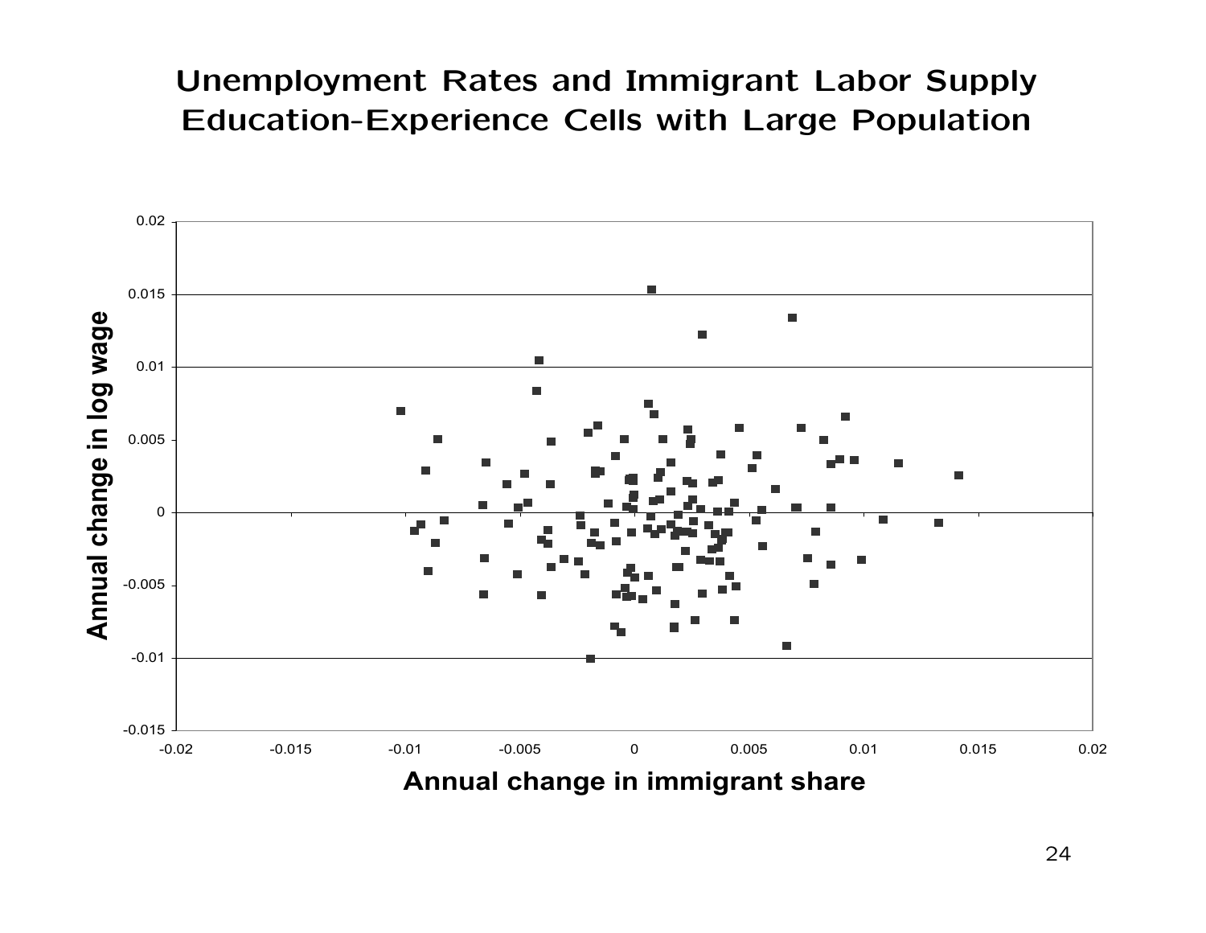# Unemployment Rates and Immigrant Labor Supply Education-Experience Cells with Large Population

Annual change in log wage

Annual change in immigrant share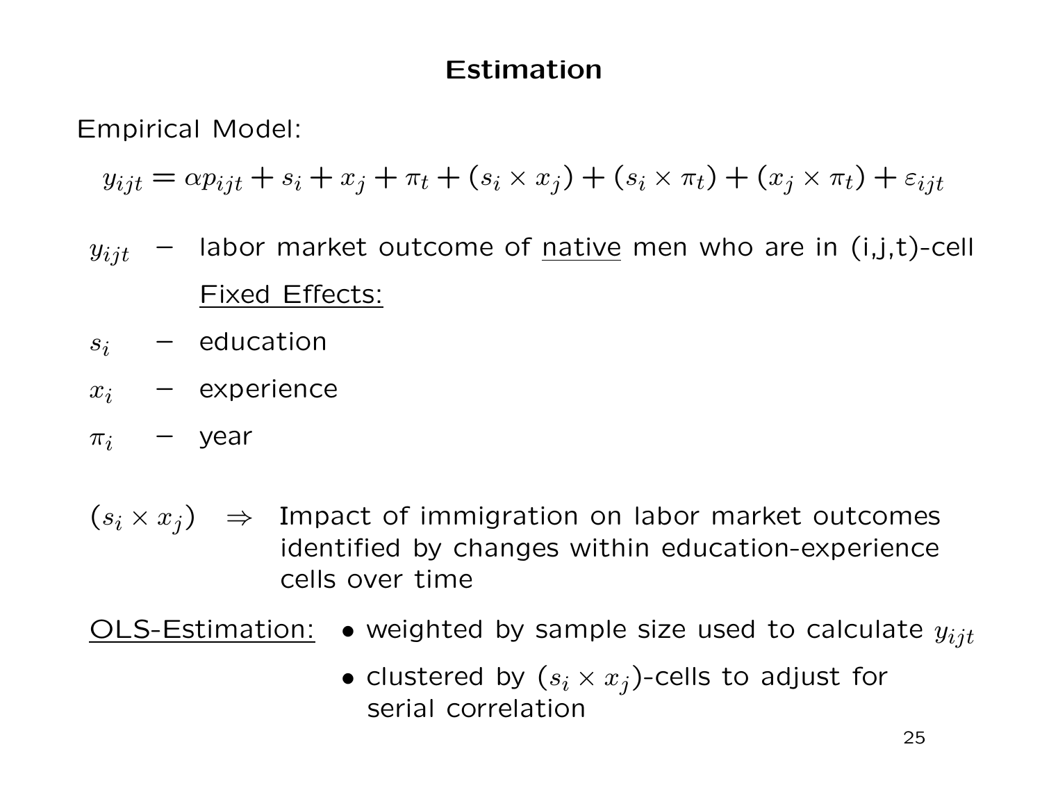# Estimation

Empirical Model:

$$y_{ijt} = \alpha p_{ijt} + s_i + x_j + \pi_t + (s_i \times x_j) + (s_i \times \pi_t) + (x_j \times \pi_t) + \varepsilon_{ijt}$$

$y_{ijt}$ – labor market outcome of native men who are in (i,j,t)-cell

Fixed Effects:

$s_i$ – education

$x_i$ – experience

$\pi_i$ – year

$(s_i \times x_j)$ $\Rightarrow$ Impact of immigration on labor market outcomes identified by changes within education-experience cells over time

OLS-Estimation:

- weighted by sample size used to calculate $y_{ijt}$
- clustered by $(s_i \times x_j)$-cells to adjust for serial correlation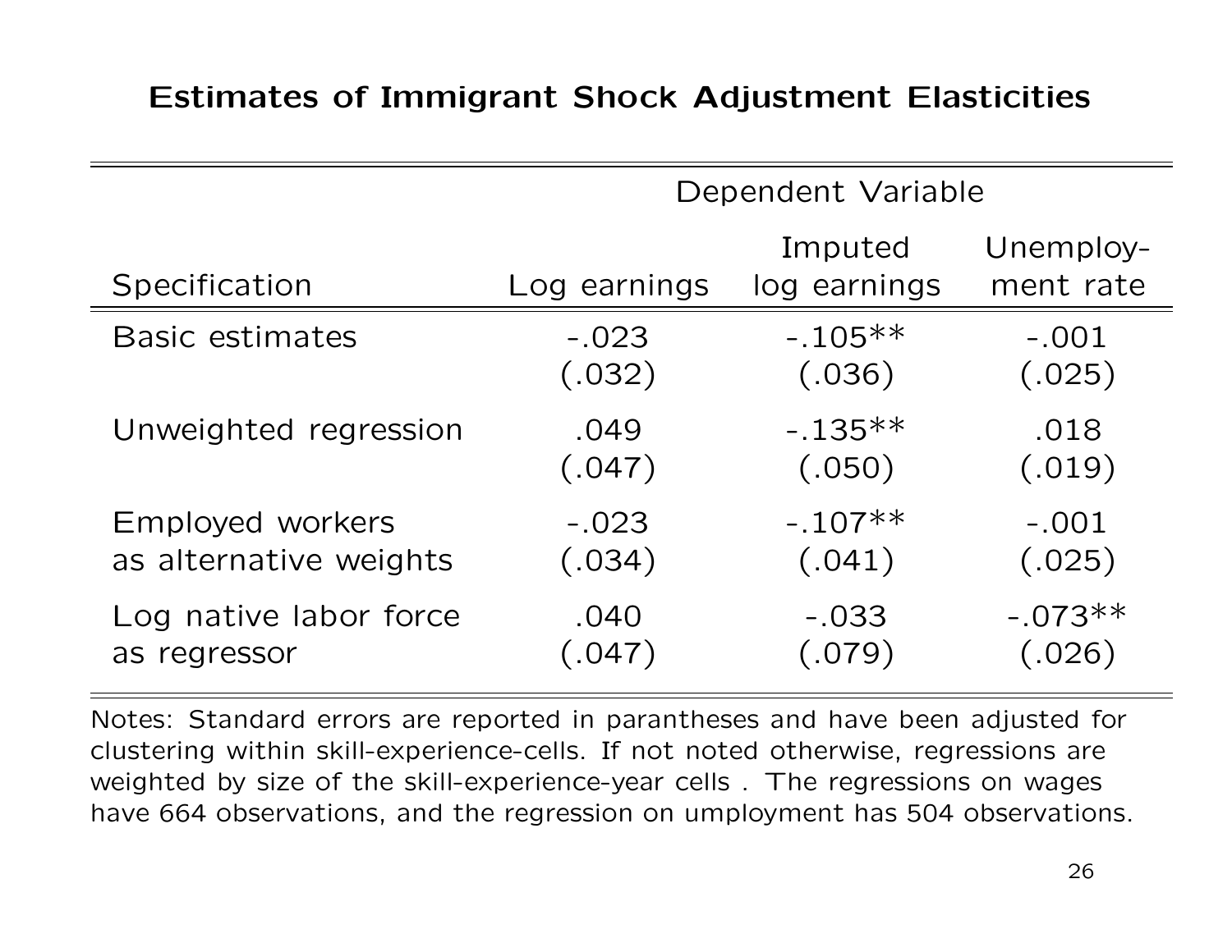## Estimates of Immigrant Shock Adjustment Elasticities

| Specification | Dependent Variable | | |
|---|---|---|---|
| | Log earnings | Imputed log earnings | Unemploy-ment rate |
| Basic estimates | -.023 | -.105** | -.001 |
| | (.032) | (.036) | (.025) |
| Unweighted regression | .049 | -.135** | .018 |
| | (.047) | (.050) | (.019) |
| Employed workers as alternative weights | -.023 | -.107** | -.001 |
| | (.034) | (.041) | (.025) |
| Log native labor force as regressor | .040 | -.033 | -.073** |
| | (.047) | (.079) | (.026) |

Notes: Standard errors are reported in parantheses and have been adjusted for clustering within skill-experience-cells. If not noted otherwise, regressions are weighted by size of the skill-experience-year cells . The regressions on wages have 664 observations, and the regression on umployment has 504 observations.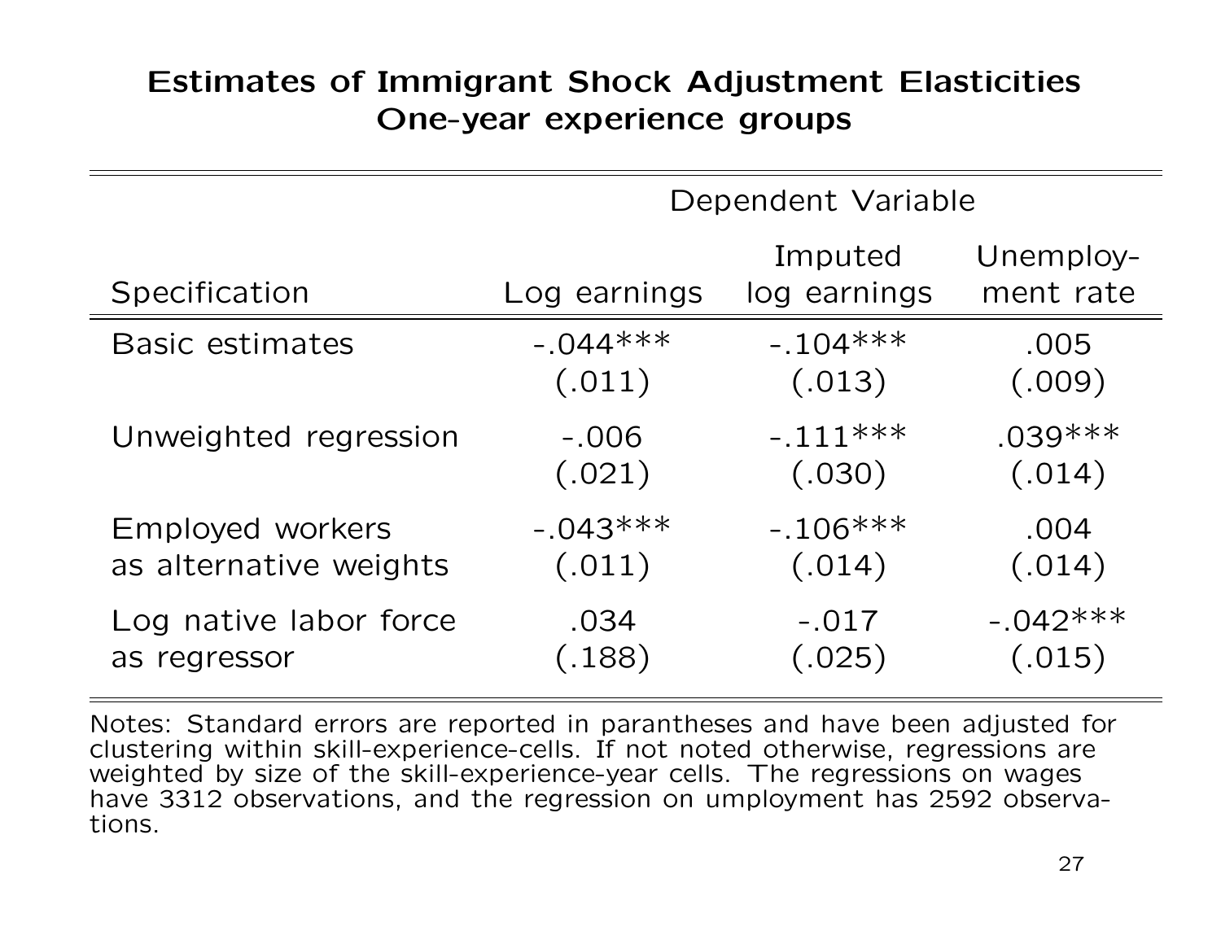# Estimates of Immigrant Shock Adjustment Elasticities
## One-year experience groups

| | Dependent Variable | | |
|---|---|---|---|
| Specification | Log earnings | Imputed log earnings | Unemploy-ment rate |
| Basic estimates | -.044*** | -.104*** | .005 |
| | (.011) | (.013) | (.009) |
| Unweighted regression | -.006 | -.111*** | .039*** |
| | (.021) | (.030) | (.014) |
| Employed workers as alternative weights | -.043*** | -.106*** | .004 |
| | (.011) | (.014) | (.014) |
| Log native labor force as regressor | .034 | -.017 | -.042*** |
| | (.188) | (.025) | (.015) |

Notes: Standard errors are reported in parantheses and have been adjusted for clustering within skill-experience-cells. If not noted otherwise, regressions are weighted by size of the skill-experience-year cells. The regressions on wages have 3312 observations, and the regression on umployment has 2592 observations.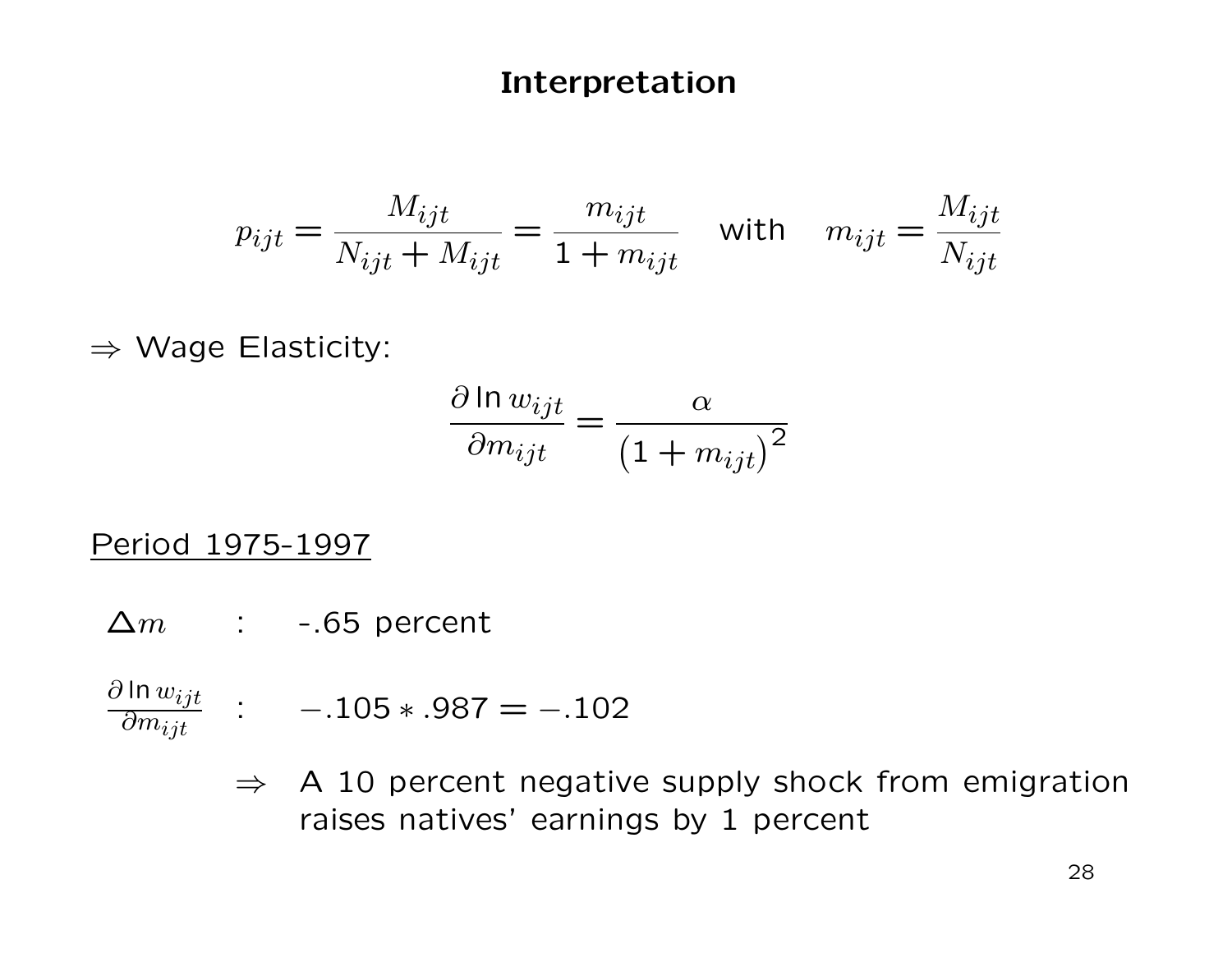# Interpretation

$$p_{ijt} = \frac{M_{ijt}}{N_{ijt} + M_{ijt}} = \frac{m_{ijt}}{1 + m_{ijt}} \quad \text{with} \quad m_{ijt} = \frac{M_{ijt}}{N_{ijt}}$$

$\Rightarrow$ Wage Elasticity:

$$\frac{\partial \ln w_{ijt}}{\partial m_{ijt}} = \frac{\alpha}{\left(1 + m_{ijt}\right)^2}$$

<u>Period 1975-1997</u>

$\Delta m$ : -.65 percent

$\frac{\partial \ln w_{ijt}}{\partial m_{ijt}}$ : $-.105 * .987 = -.102$

$\Rightarrow$ A 10 percent negative supply shock from emigration raises natives' earnings by 1 percent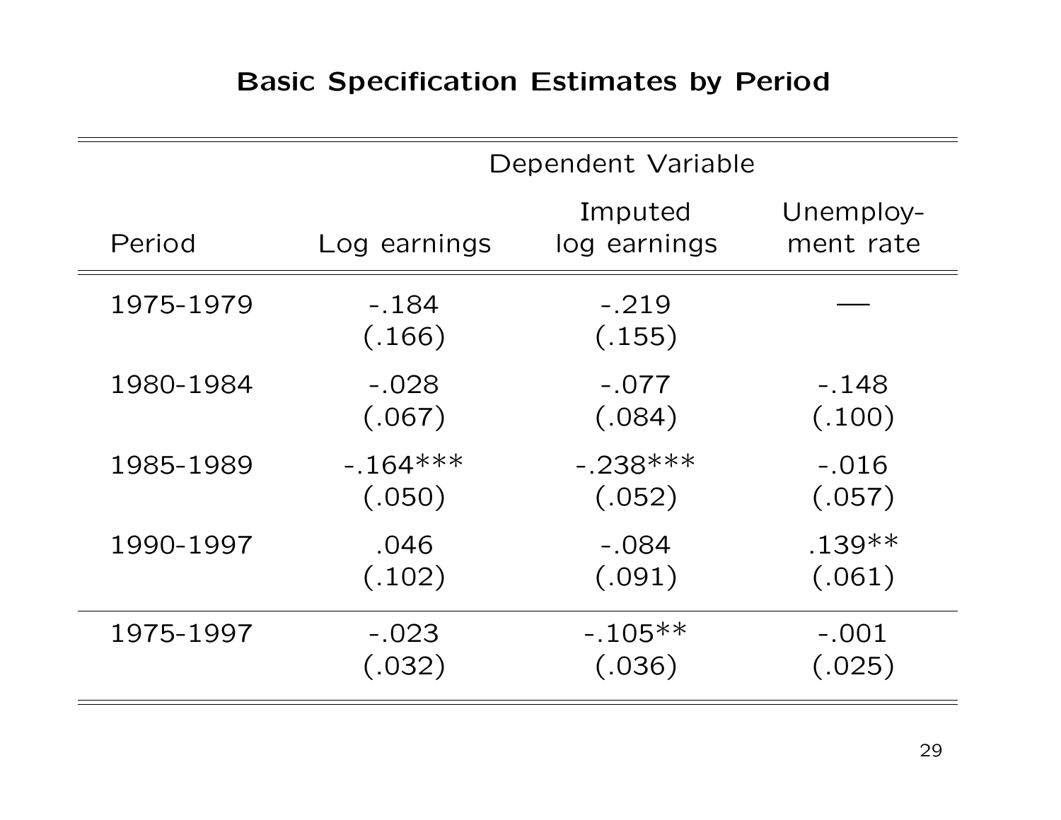## Basic Specification Estimates by Period

| | Dependent Variable | | |
|---|---|---|---|
| Period | Log earnings | Imputed log earnings | Unemploy-ment rate |
| 1975-1979 | -.184 | -.219 | — |
| | (.166) | (.155) | |
| 1980-1984 | -.028 | -.077 | -.148 |
| | (.067) | (.084) | (.100) |
| 1985-1989 | -.164*** | -.238*** | -.016 |
| | (.050) | (.052) | (.057) |
| 1990-1997 | .046 | -.084 | .139** |
| | (.102) | (.091) | (.061) |
| 1975-1997 | -.023 | -.105** | -.001 |
| | (.032) | (.036) | (.025) |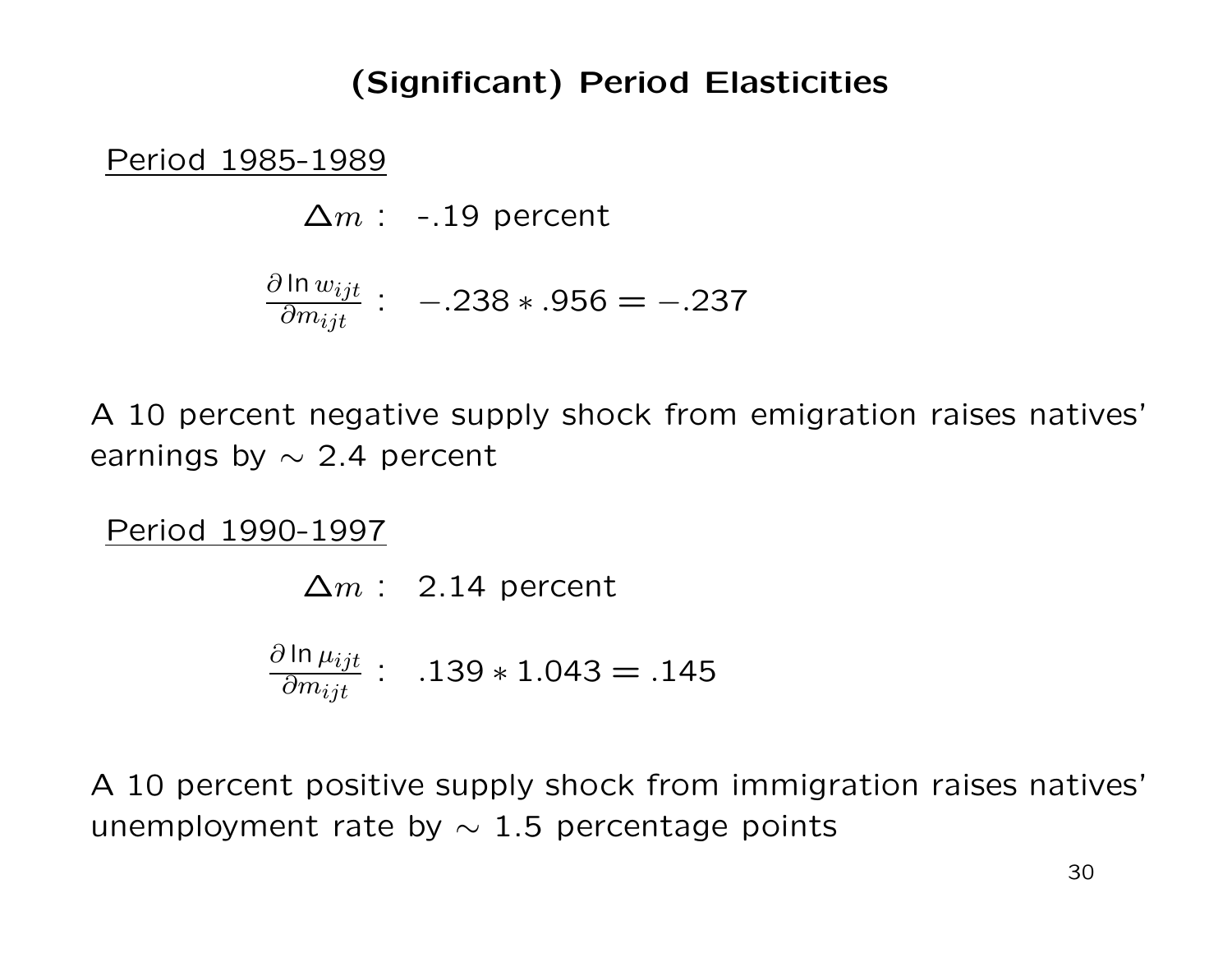## (Significant) Period Elasticities

<u>Period 1985-1989</u>

$\Delta m$ : -.19 percent

$\frac{\partial \ln w_{ijt}}{\partial m_{ijt}}$ : $-.238 * .956 = -.237$

A 10 percent negative supply shock from emigration raises natives' earnings by $\sim$ 2.4 percent

<u>Period 1990-1997</u>

$\Delta m$ : 2.14 percent

$\frac{\partial \ln \mu_{ijt}}{\partial m_{ijt}}$ : $.139 * 1.043 = .145$

A 10 percent positive supply shock from immigration raises natives' unemployment rate by $\sim$ 1.5 percentage points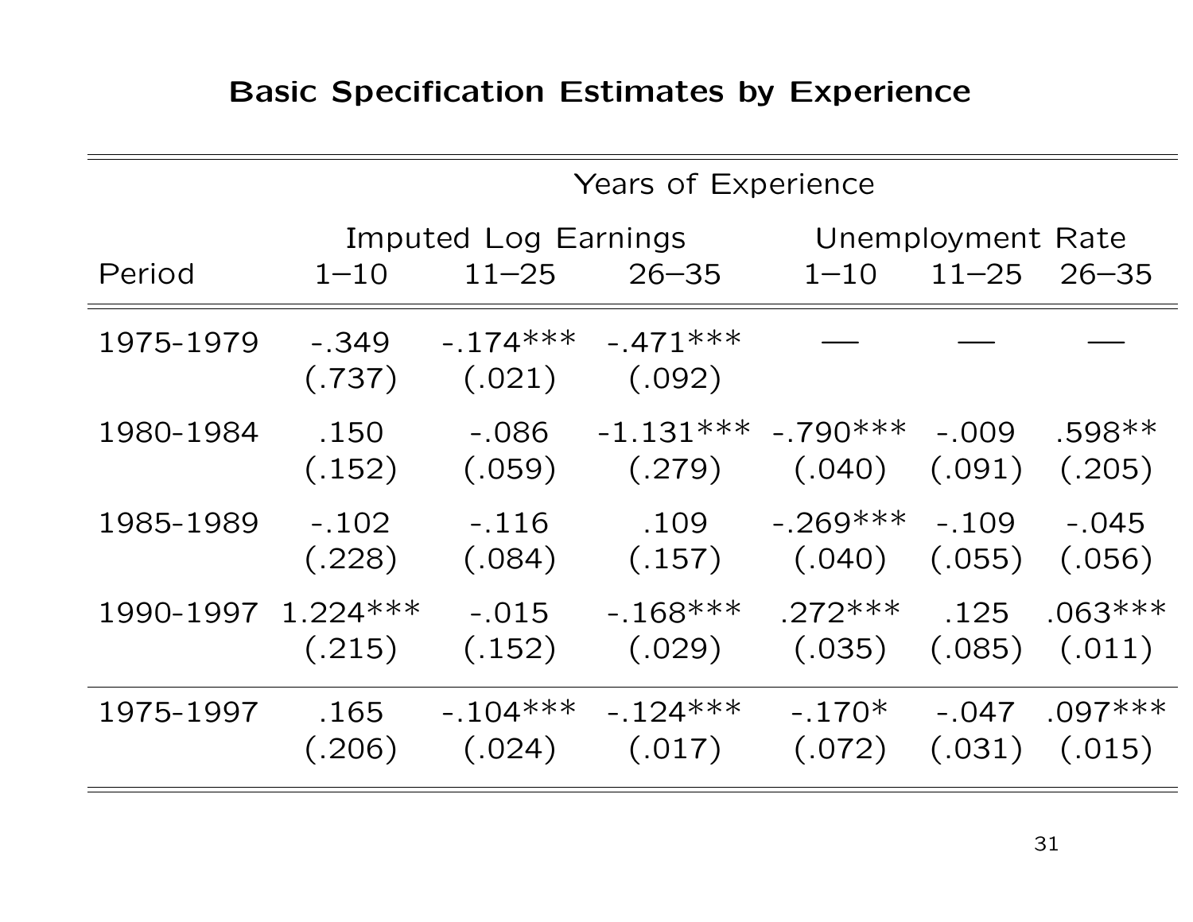# Basic Specification Estimates by Experience

| | Years of Experience | | | | | |
|---|---|---|---|---|---|---|
| | Imputed Log Earnings | | | Unemployment Rate | | |
| Period | 1–10 | 11–25 | 26–35 | 1–10 | 11–25 | 26–35 |
| 1975-1979 | -.349 | -.174*** | -.471*** | — | — | — |
| | (.737) | (.021) | (.092) | | | |
| 1980-1984 | .150 | -.086 | -1.131*** | -.790*** | -.009 | .598** |
| | (.152) | (.059) | (.279) | (.040) | (.091) | (.205) |
| 1985-1989 | -.102 | -.116 | .109 | -.269*** | -.109 | -.045 |
| | (.228) | (.084) | (.157) | (.040) | (.055) | (.056) |
| 1990-1997 | 1.224*** | -.015 | -.168*** | .272*** | .125 | .063*** |
| | (.215) | (.152) | (.029) | (.035) | (.085) | (.011) |
| 1975-1997 | .165 | -.104*** | -.124*** | -.170* | -.047 | .097*** |
| | (.206) | (.024) | (.017) | (.072) | (.031) | (.015) |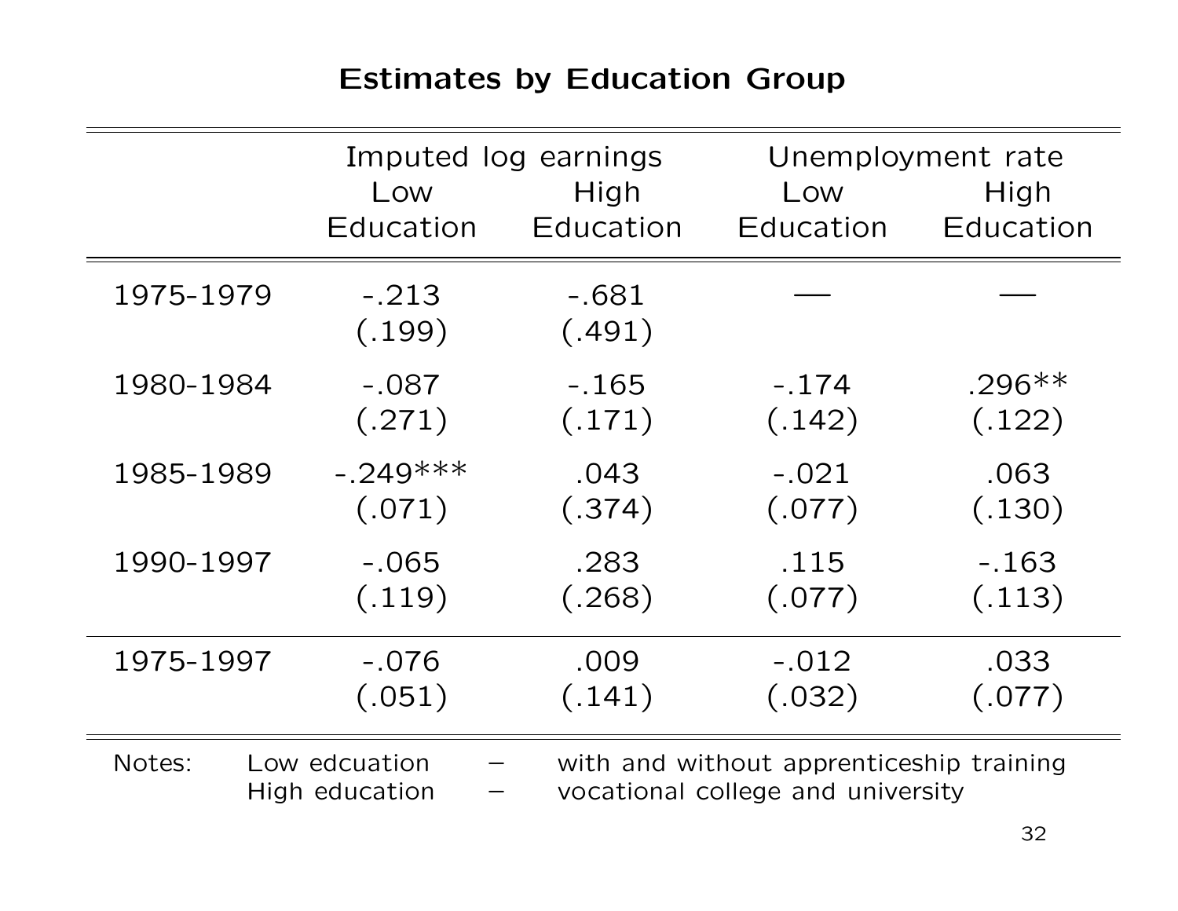## Estimates by Education Group

| | Imputed log earnings | | Unemployment rate | |
|---|---|---|---|---|
| | Low Education | High Education | Low Education | High Education |
| 1975-1979 | -.213 | -.681 | — | — |
| | (.199) | (.491) | | |
| 1980-1984 | -.087 | -.165 | -.174 | .296** |
| | (.271) | (.171) | (.142) | (.122) |
| 1985-1989 | -.249*** | .043 | -.021 | .063 |
| | (.071) | (.374) | (.077) | (.130) |
| 1990-1997 | -.065 | .283 | .115 | -.163 |
| | (.119) | (.268) | (.077) | (.113) |
| 1975-1997 | -.076 | .009 | -.012 | .033 |
| | (.051) | (.141) | (.032) | (.077) |

Notes: Low edcuation – with and without apprenticeship training
High education – vocational college and university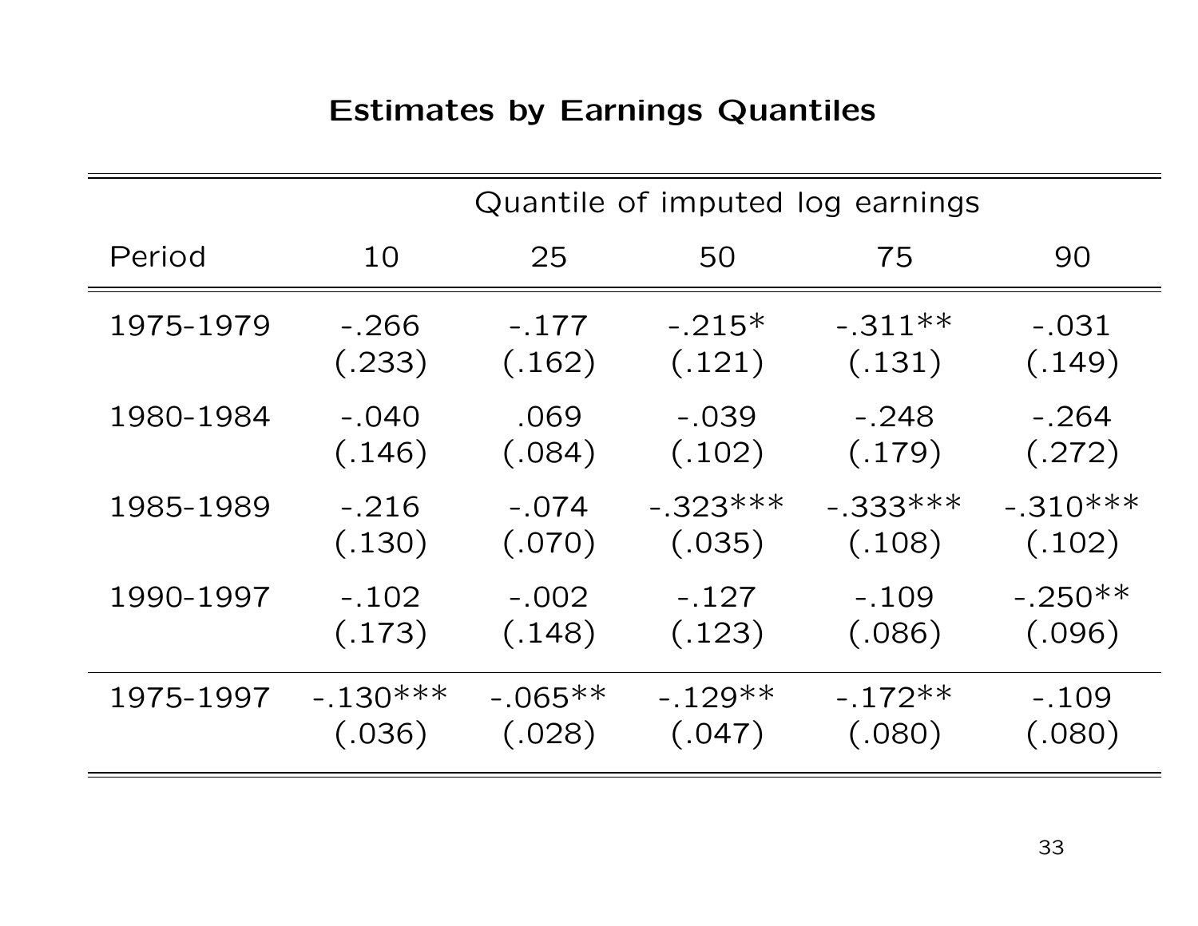## Estimates by Earnings Quantiles

| | Quantile of imputed log earnings | | | | |
|---|---|---|---|---|---|
| Period | 10 | 25 | 50 | 75 | 90 |
| 1975-1979 | -.266 | -.177 | -.215* | -.311** | -.031 |
| | (.233) | (.162) | (.121) | (.131) | (.149) |
| 1980-1984 | -.040 | .069 | -.039 | -.248 | -.264 |
| | (.146) | (.084) | (.102) | (.179) | (.272) |
| 1985-1989 | -.216 | -.074 | -.323*** | -.333*** | -.310*** |
| | (.130) | (.070) | (.035) | (.108) | (.102) |
| 1990-1997 | -.102 | -.002 | -.127 | -.109 | -.250** |
| | (.173) | (.148) | (.123) | (.086) | (.096) |
| 1975-1997 | -.130*** | -.065** | -.129** | -.172** | -.109 |
| | (.036) | (.028) | (.047) | (.080) | (.080) |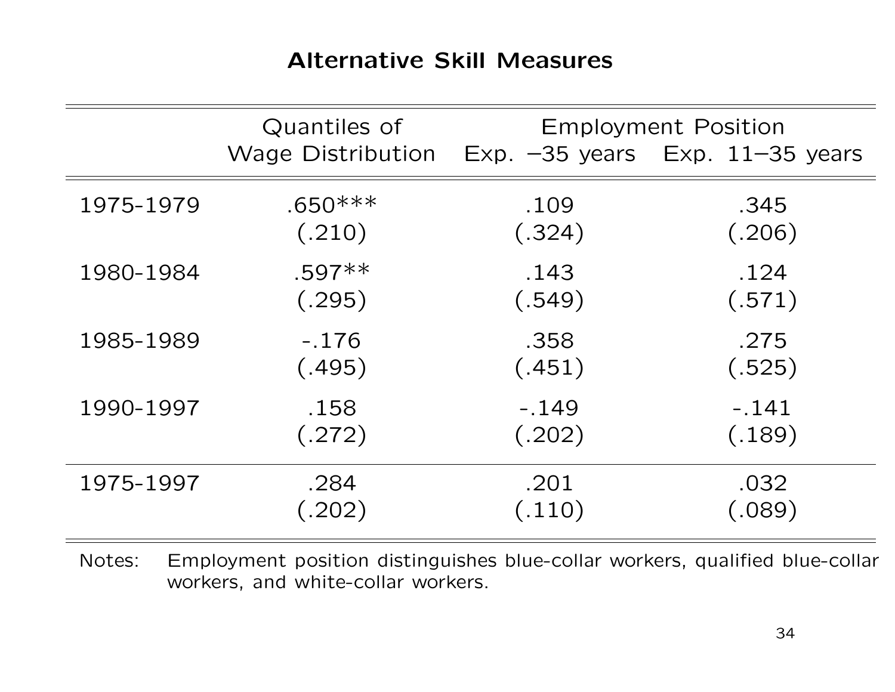## Alternative Skill Measures

| | Quantiles of Wage Distribution | Employment Position Exp. –35 years | Exp. 11–35 years |
|---|---|---|---|
| 1975-1979 | .650*** | .109 | .345 |
| | (.210) | (.324) | (.206) |
| 1980-1984 | .597** | .143 | .124 |
| | (.295) | (.549) | (.571) |
| 1985-1989 | -.176 | .358 | .275 |
| | (.495) | (.451) | (.525) |
| 1990-1997 | .158 | -.149 | -.141 |
| | (.272) | (.202) | (.189) |
| 1975-1997 | .284 | .201 | .032 |
| | (.202) | (.110) | (.089) |

Notes: Employment position distinguishes blue-collar workers, qualified blue-collar workers, and white-collar workers.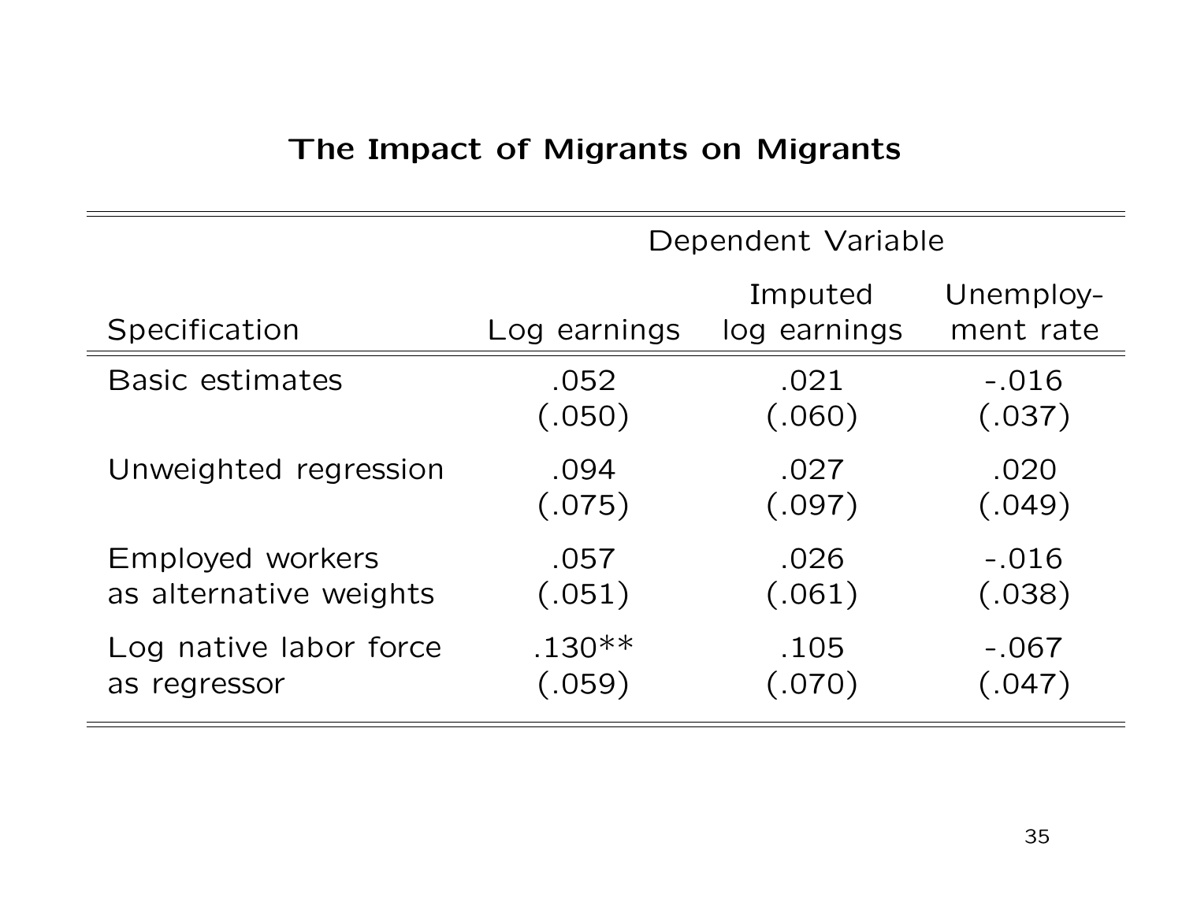# The Impact of Migrants on Migrants

| Specification | Dependent Variable | | |
|---|---|---|---|
| | Log earnings | Imputed log earnings | Unemploy-ment rate |
| Basic estimates | .052 | .021 | -.016 |
| | (.050) | (.060) | (.037) |
| Unweighted regression | .094 | .027 | .020 |
| | (.075) | (.097) | (.049) |
| Employed workers as alternative weights | .057 | .026 | -.016 |
| | (.051) | (.061) | (.038) |
| Log native labor force as regressor | .130** | .105 | -.067 |
| | (.059) | (.070) | (.047) |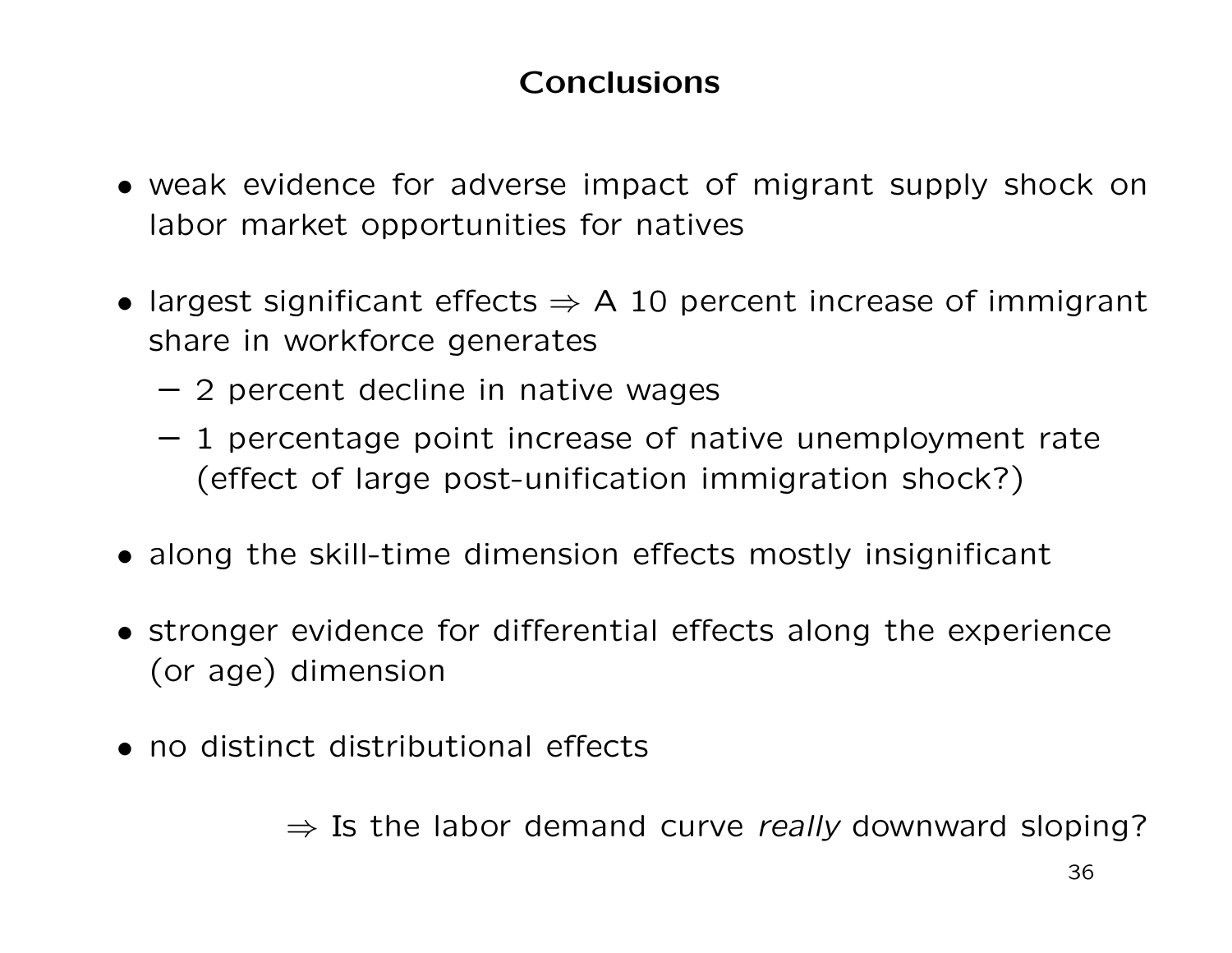# Conclusions

- weak evidence for adverse impact of migrant supply shock on labor market opportunities for natives

- largest significant effects $\Rightarrow$ A 10 percent increase of immigrant share in workforce generates
  - 2 percent decline in native wages
  - 1 percentage point increase of native unemployment rate (effect of large post-unification immigration shock?)

- along the skill-time dimension effects mostly insignificant

- stronger evidence for differential effects along the experience (or age) dimension

- no distinct distributional effects

$\Rightarrow$ Is the labor demand curve *really* downward sloping?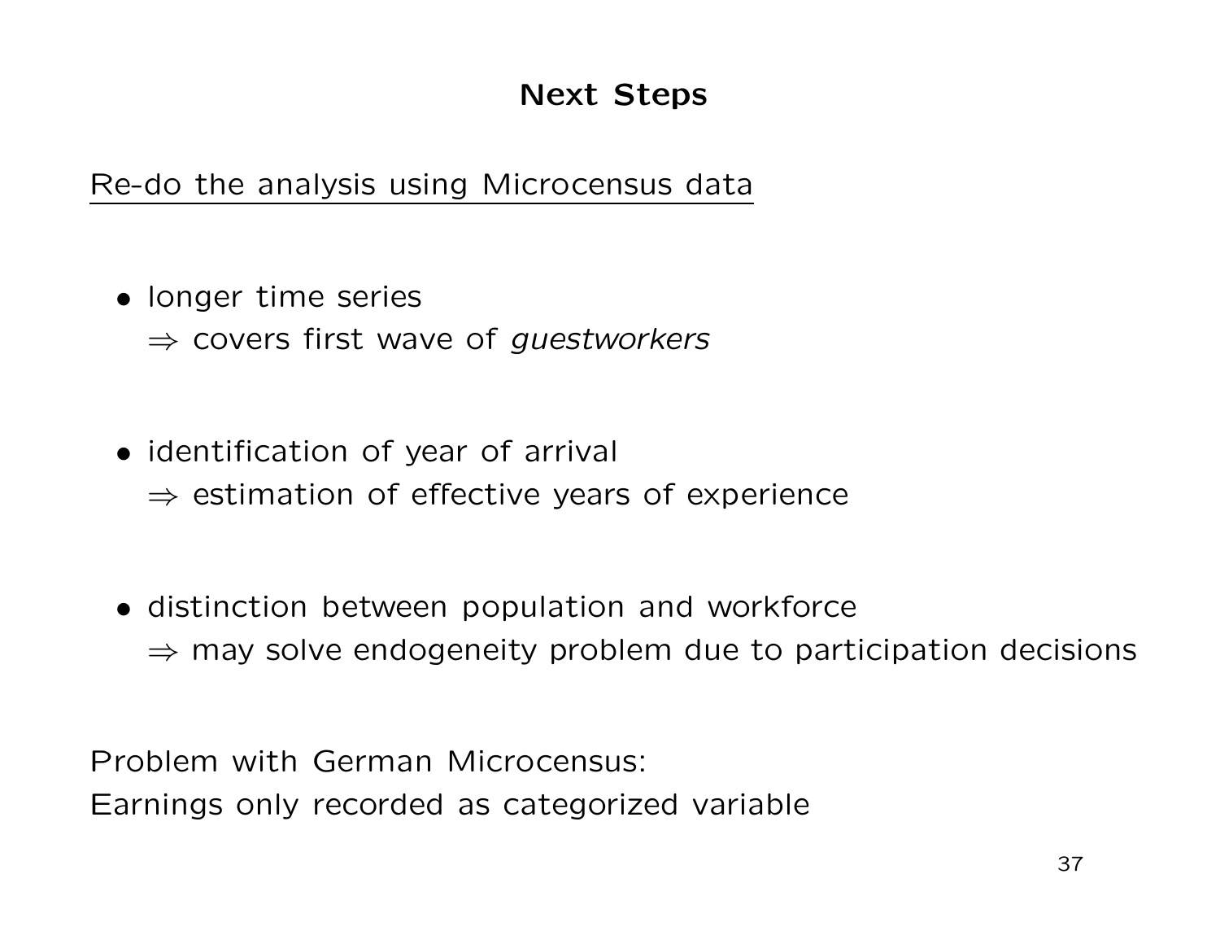# Next Steps

Re-do the analysis using Microcensus data

- longer time series
  $\Rightarrow$ covers first wave of *guestworkers*

- identification of year of arrival
  $\Rightarrow$ estimation of effective years of experience

- distinction between population and workforce
  $\Rightarrow$ may solve endogeneity problem due to participation decisions

Problem with German Microcensus:
Earnings only recorded as categorized variable